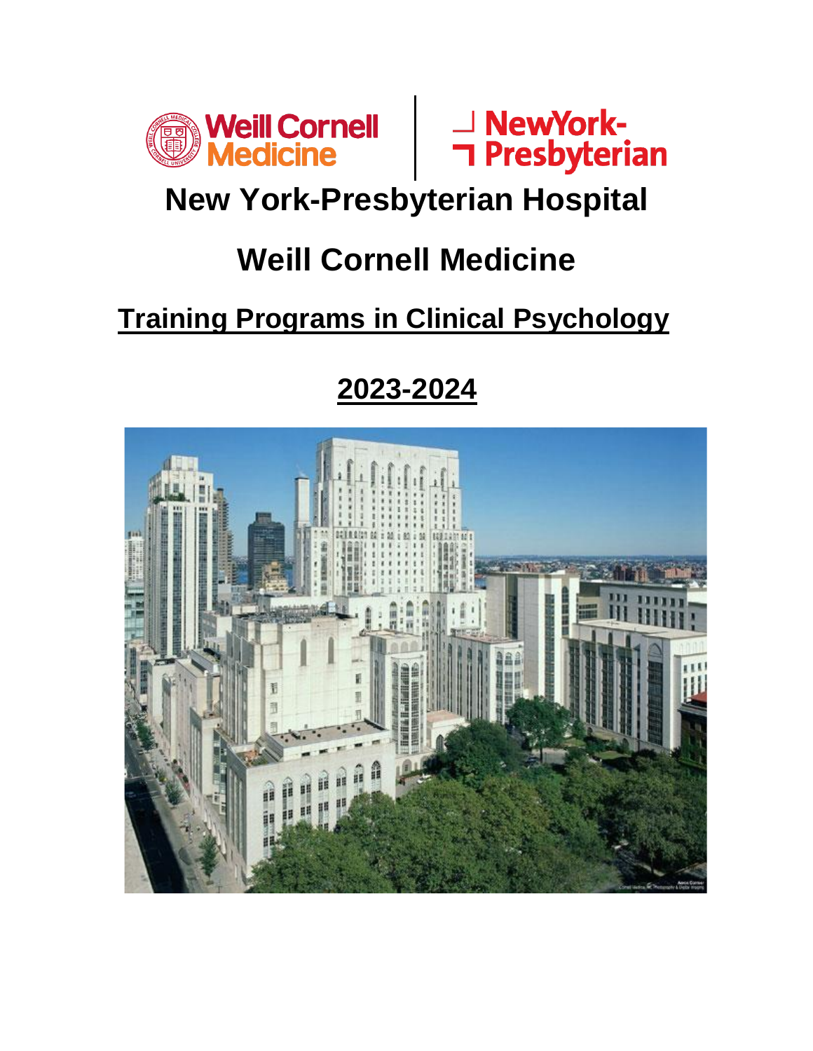# New York-Presbyterian Hospital

# Weill Cornell Medicine

## Training Programs in Clinical Psychology

## 2023-2024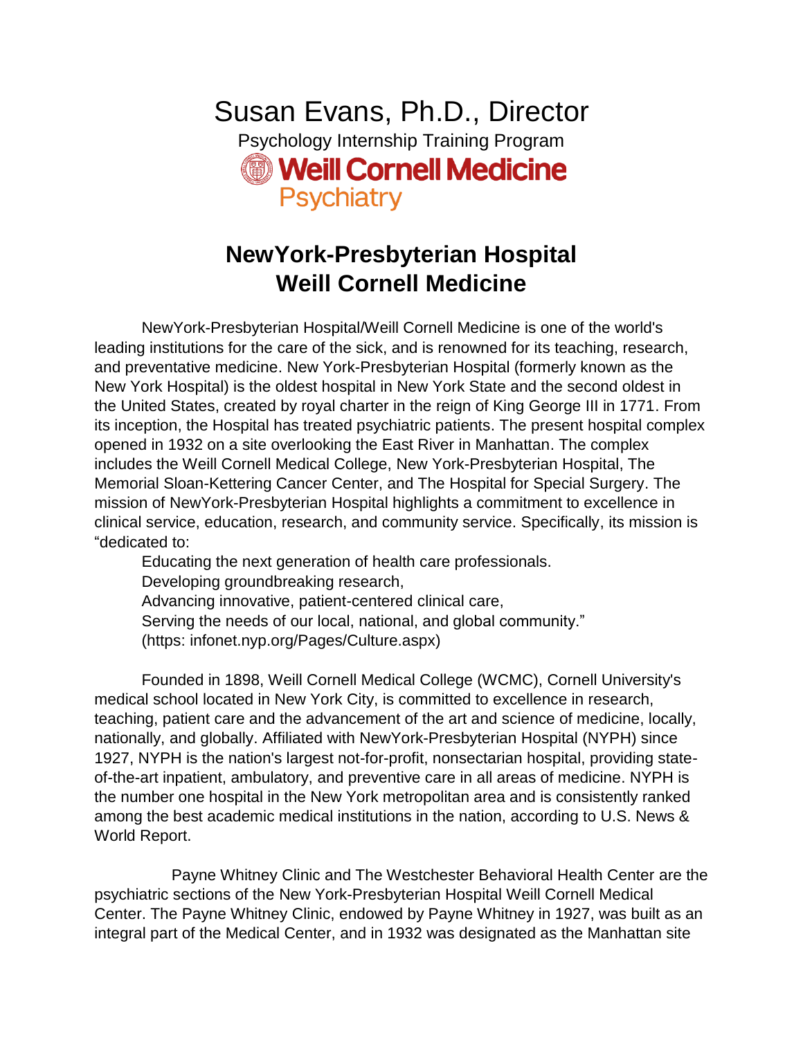Susan Evans, Ph.D., Director

Psychology Internship Training Program

Weill Cornell Medicine

Psychiatry

# NewYork-Presbyterian Hospital
# Weill Cornell Medicine

NewYork-Presbyterian Hospital/Weill Cornell Medicine is one of the world's leading institutions for the care of the sick, and is renowned for its teaching, research, and preventative medicine. New York-Presbyterian Hospital (formerly known as the New York Hospital) is the oldest hospital in New York State and the second oldest in the United States, created by royal charter in the reign of King George III in 1771. From its inception, the Hospital has treated psychiatric patients. The present hospital complex opened in 1932 on a site overlooking the East River in Manhattan. The complex includes the Weill Cornell Medical College, New York-Presbyterian Hospital, The Memorial Sloan-Kettering Cancer Center, and The Hospital for Special Surgery. The mission of NewYork-Presbyterian Hospital highlights a commitment to excellence in clinical service, education, research, and community service. Specifically, its mission is "dedicated to:

Educating the next generation of health care professionals.
Developing groundbreaking research,
Advancing innovative, patient-centered clinical care,
Serving the needs of our local, national, and global community."
(https: infonet.nyp.org/Pages/Culture.aspx)

Founded in 1898, Weill Cornell Medical College (WCMC), Cornell University's medical school located in New York City, is committed to excellence in research, teaching, patient care and the advancement of the art and science of medicine, locally, nationally, and globally. Affiliated with NewYork-Presbyterian Hospital (NYPH) since 1927, NYPH is the nation's largest not-for-profit, nonsectarian hospital, providing state-of-the-art inpatient, ambulatory, and preventive care in all areas of medicine. NYPH is the number one hospital in the New York metropolitan area and is consistently ranked among the best academic medical institutions in the nation, according to U.S. News & World Report.

Payne Whitney Clinic and The Westchester Behavioral Health Center are the psychiatric sections of the New York-Presbyterian Hospital Weill Cornell Medical Center. The Payne Whitney Clinic, endowed by Payne Whitney in 1927, was built as an integral part of the Medical Center, and in 1932 was designated as the Manhattan site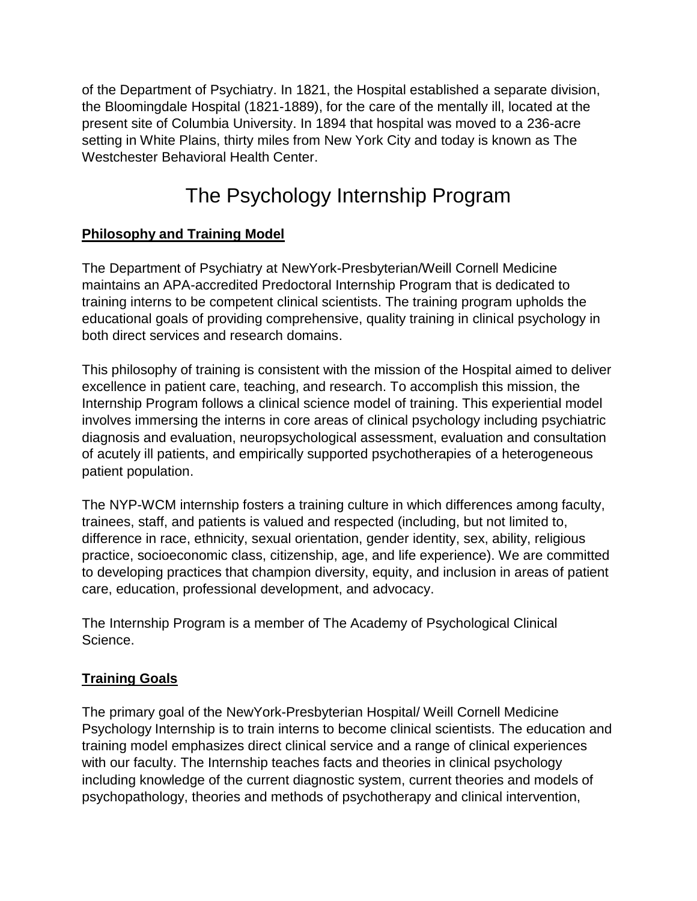of the Department of Psychiatry. In 1821, the Hospital established a separate division, the Bloomingdale Hospital (1821-1889), for the care of the mentally ill, located at the present site of Columbia University. In 1894 that hospital was moved to a 236-acre setting in White Plains, thirty miles from New York City and today is known as The Westchester Behavioral Health Center.

# The Psychology Internship Program

## Philosophy and Training Model

The Department of Psychiatry at NewYork-Presbyterian/Weill Cornell Medicine maintains an APA-accredited Predoctoral Internship Program that is dedicated to training interns to be competent clinical scientists. The training program upholds the educational goals of providing comprehensive, quality training in clinical psychology in both direct services and research domains.

This philosophy of training is consistent with the mission of the Hospital aimed to deliver excellence in patient care, teaching, and research. To accomplish this mission, the Internship Program follows a clinical science model of training. This experiential model involves immersing the interns in core areas of clinical psychology including psychiatric diagnosis and evaluation, neuropsychological assessment, evaluation and consultation of acutely ill patients, and empirically supported psychotherapies of a heterogeneous patient population.

The NYP-WCM internship fosters a training culture in which differences among faculty, trainees, staff, and patients is valued and respected (including, but not limited to, difference in race, ethnicity, sexual orientation, gender identity, sex, ability, religious practice, socioeconomic class, citizenship, age, and life experience). We are committed to developing practices that champion diversity, equity, and inclusion in areas of patient care, education, professional development, and advocacy.

The Internship Program is a member of The Academy of Psychological Clinical Science.

## Training Goals

The primary goal of the NewYork-Presbyterian Hospital/ Weill Cornell Medicine Psychology Internship is to train interns to become clinical scientists. The education and training model emphasizes direct clinical service and a range of clinical experiences with our faculty. The Internship teaches facts and theories in clinical psychology including knowledge of the current diagnostic system, current theories and models of psychopathology, theories and methods of psychotherapy and clinical intervention,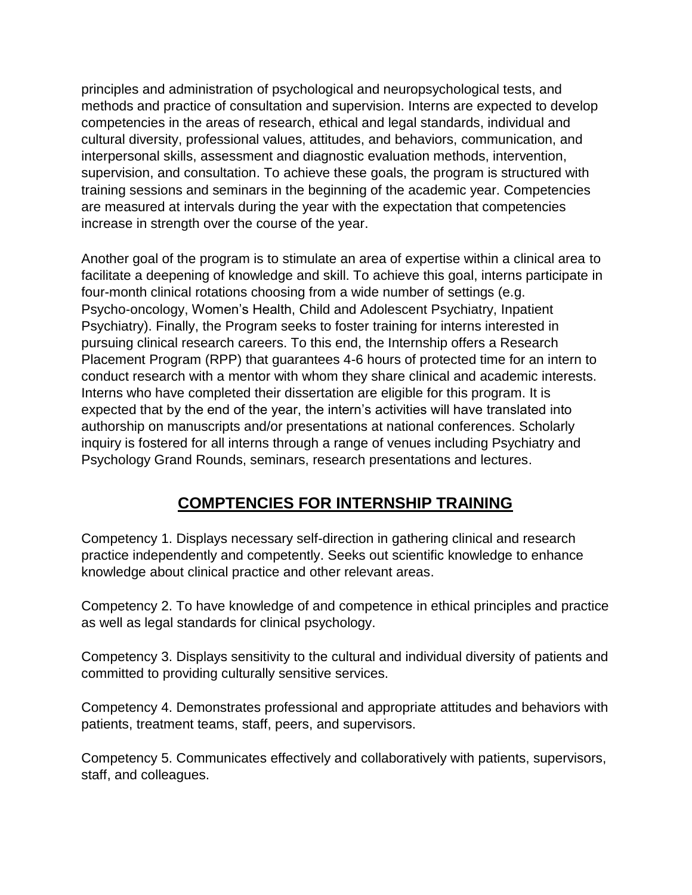principles and administration of psychological and neuropsychological tests, and methods and practice of consultation and supervision. Interns are expected to develop competencies in the areas of research, ethical and legal standards, individual and cultural diversity, professional values, attitudes, and behaviors, communication, and interpersonal skills, assessment and diagnostic evaluation methods, intervention, supervision, and consultation. To achieve these goals, the program is structured with training sessions and seminars in the beginning of the academic year. Competencies are measured at intervals during the year with the expectation that competencies increase in strength over the course of the year.

Another goal of the program is to stimulate an area of expertise within a clinical area to facilitate a deepening of knowledge and skill. To achieve this goal, interns participate in four-month clinical rotations choosing from a wide number of settings (e.g. Psycho-oncology, Women's Health, Child and Adolescent Psychiatry, Inpatient Psychiatry). Finally, the Program seeks to foster training for interns interested in pursuing clinical research careers. To this end, the Internship offers a Research Placement Program (RPP) that guarantees 4-6 hours of protected time for an intern to conduct research with a mentor with whom they share clinical and academic interests. Interns who have completed their dissertation are eligible for this program. It is expected that by the end of the year, the intern's activities will have translated into authorship on manuscripts and/or presentations at national conferences. Scholarly inquiry is fostered for all interns through a range of venues including Psychiatry and Psychology Grand Rounds, seminars, research presentations and lectures.

## COMPTENCIES FOR INTERNSHIP TRAINING

Competency 1. Displays necessary self-direction in gathering clinical and research practice independently and competently. Seeks out scientific knowledge to enhance knowledge about clinical practice and other relevant areas.

Competency 2. To have knowledge of and competence in ethical principles and practice as well as legal standards for clinical psychology.

Competency 3. Displays sensitivity to the cultural and individual diversity of patients and committed to providing culturally sensitive services.

Competency 4. Demonstrates professional and appropriate attitudes and behaviors with patients, treatment teams, staff, peers, and supervisors.

Competency 5. Communicates effectively and collaboratively with patients, supervisors, staff, and colleagues.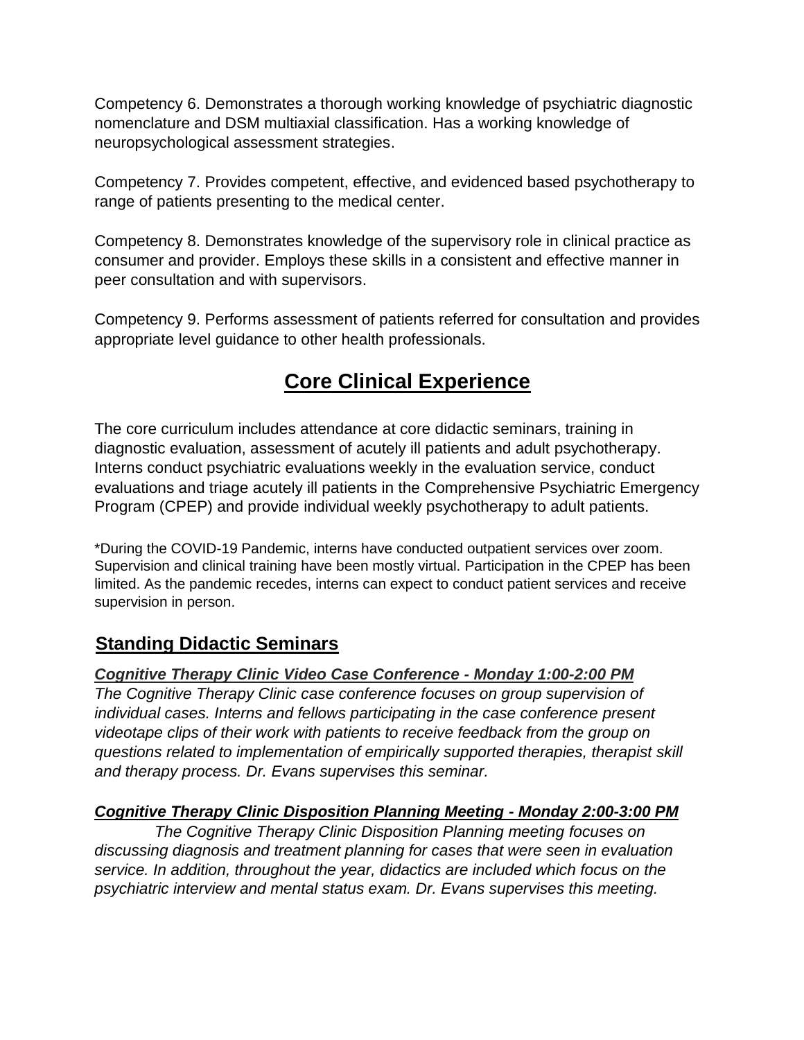Competency 6. Demonstrates a thorough working knowledge of psychiatric diagnostic nomenclature and DSM multiaxial classification. Has a working knowledge of neuropsychological assessment strategies.

Competency 7. Provides competent, effective, and evidenced based psychotherapy to range of patients presenting to the medical center.

Competency 8. Demonstrates knowledge of the supervisory role in clinical practice as consumer and provider. Employs these skills in a consistent and effective manner in peer consultation and with supervisors.

Competency 9. Performs assessment of patients referred for consultation and provides appropriate level guidance to other health professionals.

# Core Clinical Experience

The core curriculum includes attendance at core didactic seminars, training in diagnostic evaluation, assessment of acutely ill patients and adult psychotherapy. Interns conduct psychiatric evaluations weekly in the evaluation service, conduct evaluations and triage acutely ill patients in the Comprehensive Psychiatric Emergency Program (CPEP) and provide individual weekly psychotherapy to adult patients.

*During the COVID-19 Pandemic, interns have conducted outpatient services over zoom. Supervision and clinical training have been mostly virtual. Participation in the CPEP has been limited. As the pandemic recedes, interns can expect to conduct patient services and receive supervision in person.

## Standing Didactic Seminars

***Cognitive Therapy Clinic Video Case Conference - Monday 1:00-2:00 PM***

*The Cognitive Therapy Clinic case conference focuses on group supervision of individual cases. Interns and fellows participating in the case conference present videotape clips of their work with patients to receive feedback from the group on questions related to implementation of empirically supported therapies, therapist skill and therapy process. Dr. Evans supervises this seminar.*

***Cognitive Therapy Clinic Disposition Planning Meeting - Monday 2:00-3:00 PM***

*The Cognitive Therapy Clinic Disposition Planning meeting focuses on discussing diagnosis and treatment planning for cases that were seen in evaluation service. In addition, throughout the year, didactics are included which focus on the psychiatric interview and mental status exam. Dr. Evans supervises this meeting.*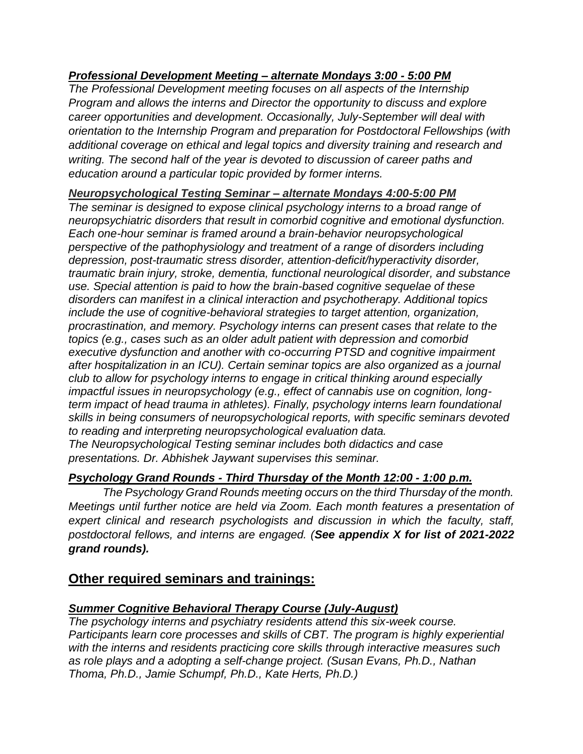***Professional Development Meeting – alternate Mondays 3:00 - 5:00 PM***

*The Professional Development meeting focuses on all aspects of the Internship Program and allows the interns and Director the opportunity to discuss and explore career opportunities and development. Occasionally, July-September will deal with orientation to the Internship Program and preparation for Postdoctoral Fellowships (with additional coverage on ethical and legal topics and diversity training and research and writing. The second half of the year is devoted to discussion of career paths and education around a particular topic provided by former interns.*

***Neuropsychological Testing Seminar – alternate Mondays 4:00-5:00 PM***

*The seminar is designed to expose clinical psychology interns to a broad range of neuropsychiatric disorders that result in comorbid cognitive and emotional dysfunction. Each one-hour seminar is framed around a brain-behavior neuropsychological perspective of the pathophysiology and treatment of a range of disorders including depression, post-traumatic stress disorder, attention-deficit/hyperactivity disorder, traumatic brain injury, stroke, dementia, functional neurological disorder, and substance use. Special attention is paid to how the brain-based cognitive sequelae of these disorders can manifest in a clinical interaction and psychotherapy. Additional topics include the use of cognitive-behavioral strategies to target attention, organization, procrastination, and memory. Psychology interns can present cases that relate to the topics (e.g., cases such as an older adult patient with depression and comorbid executive dysfunction and another with co-occurring PTSD and cognitive impairment after hospitalization in an ICU). Certain seminar topics are also organized as a journal club to allow for psychology interns to engage in critical thinking around especially impactful issues in neuropsychology (e.g., effect of cannabis use on cognition, long-term impact of head trauma in athletes). Finally, psychology interns learn foundational skills in being consumers of neuropsychological reports, with specific seminars devoted to reading and interpreting neuropsychological evaluation data.*

*The Neuropsychological Testing seminar includes both didactics and case presentations. Dr. Abhishek Jaywant supervises this seminar.*

***Psychology Grand Rounds - Third Thursday of the Month 12:00 - 1:00 p.m.***

*The Psychology Grand Rounds meeting occurs on the third Thursday of the month. Meetings until further notice are held via Zoom. Each month features a presentation of expert clinical and research psychologists and discussion in which the faculty, staff, postdoctoral fellows, and interns are engaged. (**See appendix X for list of 2021-2022 grand rounds**).*

## Other required seminars and trainings:

***Summer Cognitive Behavioral Therapy Course (July-August)***

*The psychology interns and psychiatry residents attend this six-week course. Participants learn core processes and skills of CBT. The program is highly experiential with the interns and residents practicing core skills through interactive measures such as role plays and a adopting a self-change project. (Susan Evans, Ph.D., Nathan Thoma, Ph.D., Jamie Schumpf, Ph.D., Kate Herts, Ph.D.)*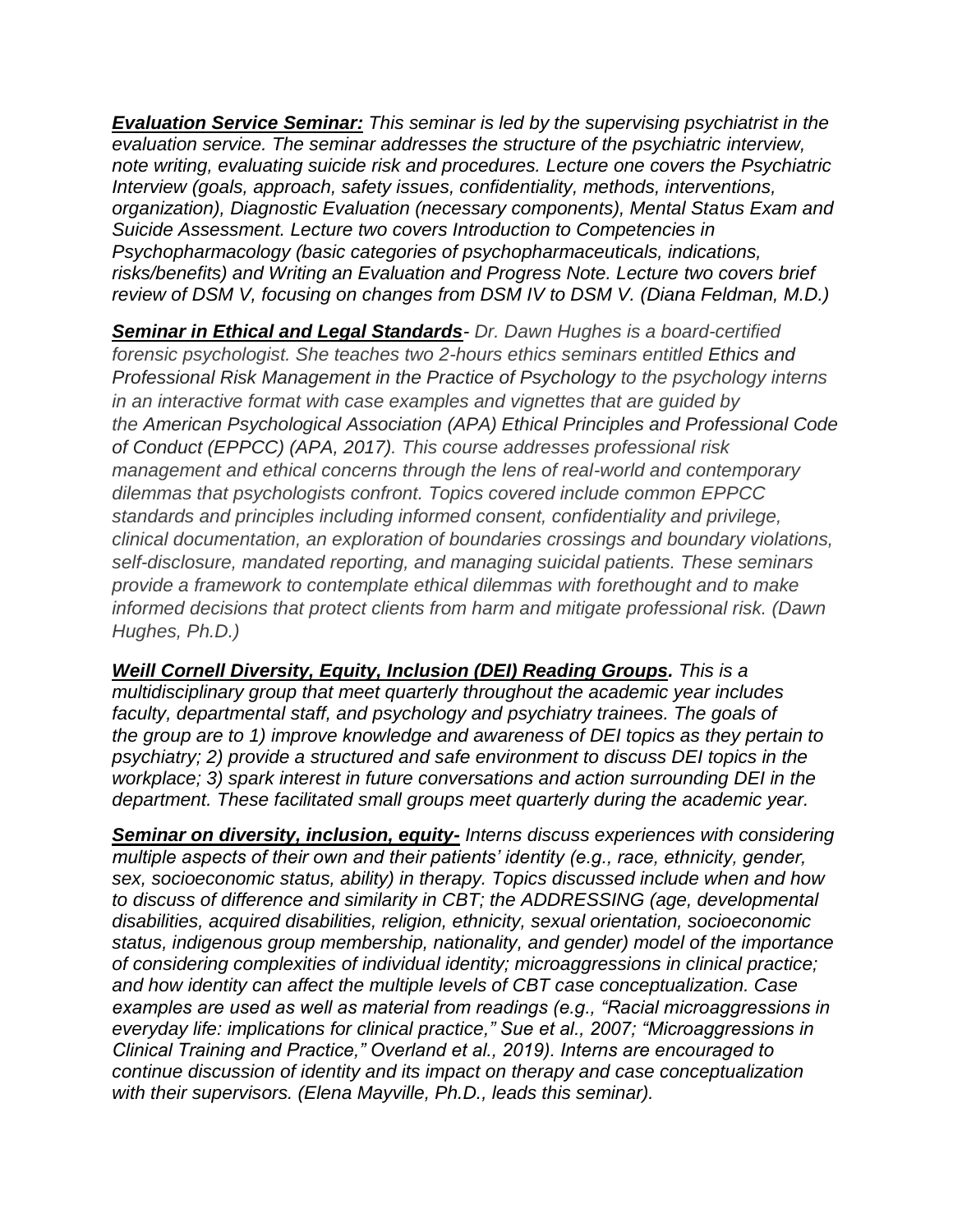***<u>Evaluation Service Seminar:</u>*** *This seminar is led by the supervising psychiatrist in the evaluation service. The seminar addresses the structure of the psychiatric interview, note writing, evaluating suicide risk and procedures. Lecture one covers the Psychiatric Interview (goals, approach, safety issues, confidentiality, methods, interventions, organization), Diagnostic Evaluation (necessary components), Mental Status Exam and Suicide Assessment. Lecture two covers Introduction to Competencies in Psychopharmacology (basic categories of psychopharmaceuticals, indications, risks/benefits) and Writing an Evaluation and Progress Note. Lecture two covers brief review of DSM V, focusing on changes from DSM IV to DSM V. (Diana Feldman, M.D.)*

***<u>Seminar in Ethical and Legal Standards</u>****- Dr. Dawn Hughes is a board-certified forensic psychologist. She teaches two 2-hours ethics seminars entitled Ethics and Professional Risk Management in the Practice of Psychology to the psychology interns in an interactive format with case examples and vignettes that are guided by the American Psychological Association (APA) Ethical Principles and Professional Code of Conduct (EPPCC) (APA, 2017). This course addresses professional risk management and ethical concerns through the lens of real-world and contemporary dilemmas that psychologists confront. Topics covered include common EPPCC standards and principles including informed consent, confidentiality and privilege, clinical documentation, an exploration of boundaries crossings and boundary violations, self-disclosure, mandated reporting, and managing suicidal patients. These seminars provide a framework to contemplate ethical dilemmas with forethought and to make informed decisions that protect clients from harm and mitigate professional risk. (Dawn Hughes, Ph.D.)*

***<u>Weill Cornell Diversity, Equity, Inclusion (DEI) Reading Groups</u>.*** *This is a multidisciplinary group that meet quarterly throughout the academic year includes faculty, departmental staff, and psychology and psychiatry trainees. The goals of the group are to 1) improve knowledge and awareness of DEI topics as they pertain to psychiatry; 2) provide a structured and safe environment to discuss DEI topics in the workplace; 3) spark interest in future conversations and action surrounding DEI in the department. These facilitated small groups meet quarterly during the academic year.*

***<u>Seminar on diversity, inclusion, equity-</u>*** *Interns discuss experiences with considering multiple aspects of their own and their patients' identity (e.g., race, ethnicity, gender, sex, socioeconomic status, ability) in therapy. Topics discussed include when and how to discuss of difference and similarity in CBT; the ADDRESSING (age, developmental disabilities, acquired disabilities, religion, ethnicity, sexual orientation, socioeconomic status, indigenous group membership, nationality, and gender) model of the importance of considering complexities of individual identity; microaggressions in clinical practice; and how identity can affect the multiple levels of CBT case conceptualization. Case examples are used as well as material from readings (e.g., "Racial microaggressions in everyday life: implications for clinical practice," Sue et al., 2007; "Microaggressions in Clinical Training and Practice," Overland et al., 2019). Interns are encouraged to continue discussion of identity and its impact on therapy and case conceptualization with their supervisors. (Elena Mayville, Ph.D., leads this seminar).*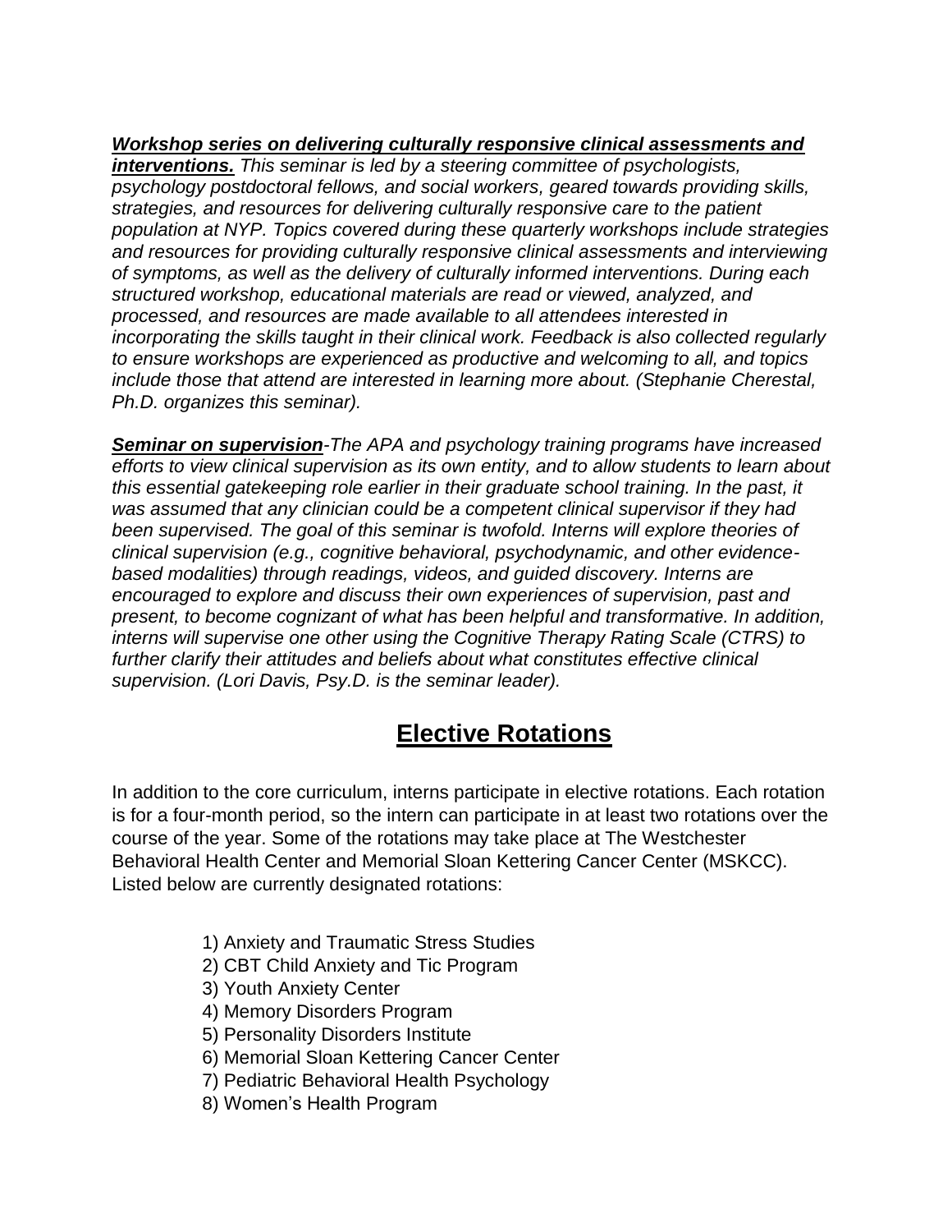***Workshop series on delivering culturally responsive clinical assessments and interventions.*** *This seminar is led by a steering committee of psychologists, psychology postdoctoral fellows, and social workers, geared towards providing skills, strategies, and resources for delivering culturally responsive care to the patient population at NYP. Topics covered during these quarterly workshops include strategies and resources for providing culturally responsive clinical assessments and interviewing of symptoms, as well as the delivery of culturally informed interventions. During each structured workshop, educational materials are read or viewed, analyzed, and processed, and resources are made available to all attendees interested in incorporating the skills taught in their clinical work. Feedback is also collected regularly to ensure workshops are experienced as productive and welcoming to all, and topics include those that attend are interested in learning more about. (Stephanie Cherestal, Ph.D. organizes this seminar).*

***Seminar on supervision****-The APA and psychology training programs have increased efforts to view clinical supervision as its own entity, and to allow students to learn about this essential gatekeeping role earlier in their graduate school training. In the past, it was assumed that any clinician could be a competent clinical supervisor if they had been supervised. The goal of this seminar is twofold. Interns will explore theories of clinical supervision (e.g., cognitive behavioral, psychodynamic, and other evidence-based modalities) through readings, videos, and guided discovery. Interns are encouraged to explore and discuss their own experiences of supervision, past and present, to become cognizant of what has been helpful and transformative. In addition, interns will supervise one other using the Cognitive Therapy Rating Scale (CTRS) to further clarify their attitudes and beliefs about what constitutes effective clinical supervision. (Lori Davis, Psy.D. is the seminar leader).*

# Elective Rotations

In addition to the core curriculum, interns participate in elective rotations. Each rotation is for a four-month period, so the intern can participate in at least two rotations over the course of the year. Some of the rotations may take place at The Westchester Behavioral Health Center and Memorial Sloan Kettering Cancer Center (MSKCC). Listed below are currently designated rotations:

1) Anxiety and Traumatic Stress Studies
2) CBT Child Anxiety and Tic Program
3) Youth Anxiety Center
4) Memory Disorders Program
5) Personality Disorders Institute
6) Memorial Sloan Kettering Cancer Center
7) Pediatric Behavioral Health Psychology
8) Women's Health Program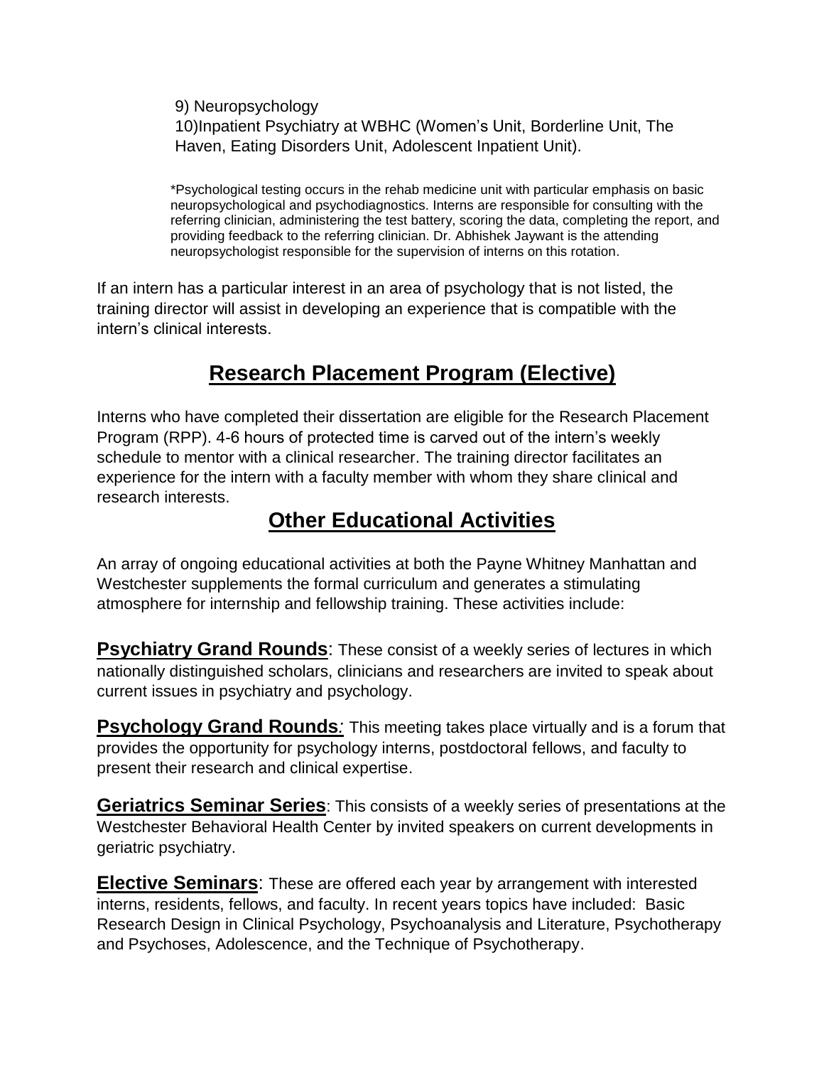9) Neuropsychology
10)Inpatient Psychiatry at WBHC (Women's Unit, Borderline Unit, The Haven, Eating Disorders Unit, Adolescent Inpatient Unit).

*Psychological testing occurs in the rehab medicine unit with particular emphasis on basic neuropsychological and psychodiagnostics. Interns are responsible for consulting with the referring clinician, administering the test battery, scoring the data, completing the report, and providing feedback to the referring clinician. Dr. Abhishek Jaywant is the attending neuropsychologist responsible for the supervision of interns on this rotation.

If an intern has a particular interest in an area of psychology that is not listed, the training director will assist in developing an experience that is compatible with the intern's clinical interests.

## Research Placement Program (Elective)

Interns who have completed their dissertation are eligible for the Research Placement Program (RPP). 4-6 hours of protected time is carved out of the intern's weekly schedule to mentor with a clinical researcher. The training director facilitates an experience for the intern with a faculty member with whom they share clinical and research interests.

## Other Educational Activities

An array of ongoing educational activities at both the Payne Whitney Manhattan and Westchester supplements the formal curriculum and generates a stimulating atmosphere for internship and fellowship training. These activities include:

**Psychiatry Grand Rounds**: These consist of a weekly series of lectures in which nationally distinguished scholars, clinicians and researchers are invited to speak about current issues in psychiatry and psychology.

**Psychology Grand Rounds***:* This meeting takes place virtually and is a forum that provides the opportunity for psychology interns, postdoctoral fellows, and faculty to present their research and clinical expertise.

**Geriatrics Seminar Series**: This consists of a weekly series of presentations at the Westchester Behavioral Health Center by invited speakers on current developments in geriatric psychiatry.

**Elective Seminars**: These are offered each year by arrangement with interested interns, residents, fellows, and faculty. In recent years topics have included: Basic Research Design in Clinical Psychology, Psychoanalysis and Literature, Psychotherapy and Psychoses, Adolescence, and the Technique of Psychotherapy.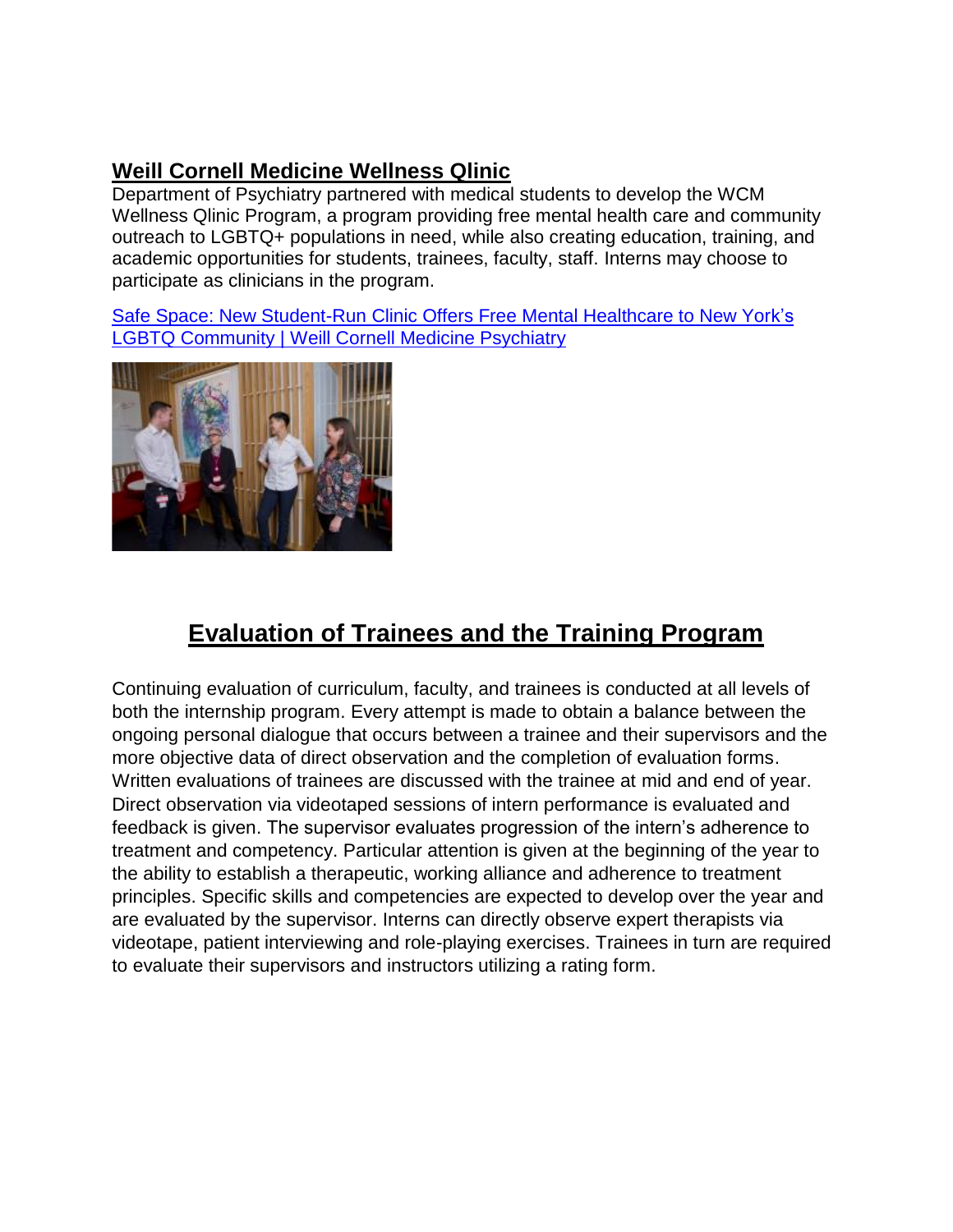## Weill Cornell Medicine Wellness Qlinic

Department of Psychiatry partnered with medical students to develop the WCM Wellness Qlinic Program, a program providing free mental health care and community outreach to LGBTQ+ populations in need, while also creating education, training, and academic opportunities for students, trainees, faculty, staff. Interns may choose to participate as clinicians in the program.

Safe Space: New Student-Run Clinic Offers Free Mental Healthcare to New York's LGBTQ Community | Weill Cornell Medicine Psychiatry

# Evaluation of Trainees and the Training Program

Continuing evaluation of curriculum, faculty, and trainees is conducted at all levels of both the internship program. Every attempt is made to obtain a balance between the ongoing personal dialogue that occurs between a trainee and their supervisors and the more objective data of direct observation and the completion of evaluation forms. Written evaluations of trainees are discussed with the trainee at mid and end of year. Direct observation via videotaped sessions of intern performance is evaluated and feedback is given. The supervisor evaluates progression of the intern's adherence to treatment and competency. Particular attention is given at the beginning of the year to the ability to establish a therapeutic, working alliance and adherence to treatment principles. Specific skills and competencies are expected to develop over the year and are evaluated by the supervisor. Interns can directly observe expert therapists via videotape, patient interviewing and role-playing exercises. Trainees in turn are required to evaluate their supervisors and instructors utilizing a rating form.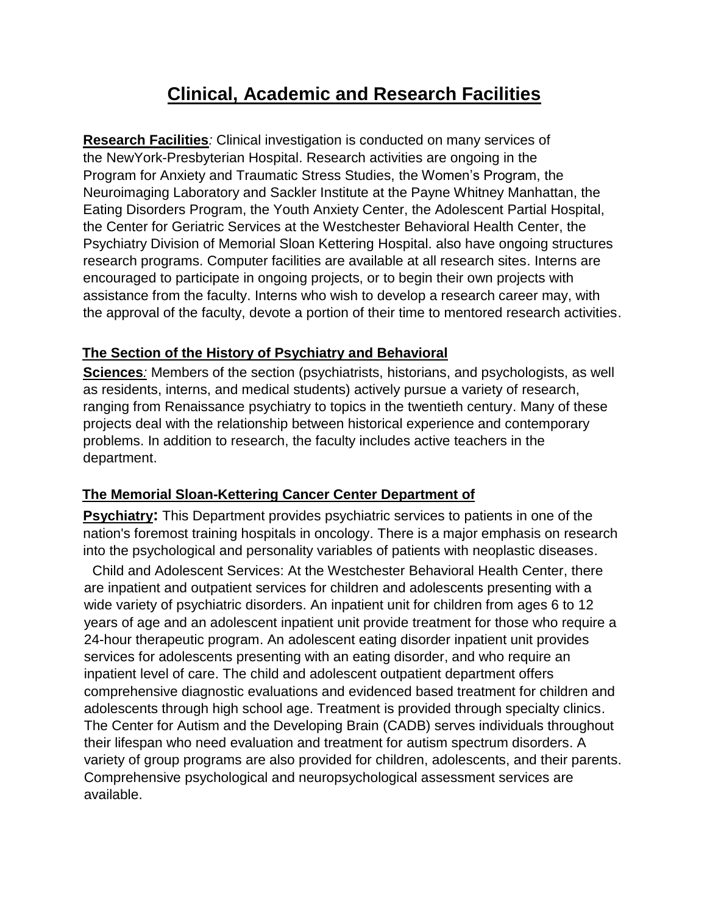# Clinical, Academic and Research Facilities

**Research Facilities***:* Clinical investigation is conducted on many services of the NewYork-Presbyterian Hospital. Research activities are ongoing in the Program for Anxiety and Traumatic Stress Studies, the Women's Program, the Neuroimaging Laboratory and Sackler Institute at the Payne Whitney Manhattan, the Eating Disorders Program, the Youth Anxiety Center, the Adolescent Partial Hospital, the Center for Geriatric Services at the Westchester Behavioral Health Center, the Psychiatry Division of Memorial Sloan Kettering Hospital. also have ongoing structures research programs. Computer facilities are available at all research sites. Interns are encouraged to participate in ongoing projects, or to begin their own projects with assistance from the faculty. Interns who wish to develop a research career may, with the approval of the faculty, devote a portion of their time to mentored research activities.

**The Section of the History of Psychiatry and Behavioral Sciences***:* Members of the section (psychiatrists, historians, and psychologists, as well as residents, interns, and medical students) actively pursue a variety of research, ranging from Renaissance psychiatry to topics in the twentieth century. Many of these projects deal with the relationship between historical experience and contemporary problems. In addition to research, the faculty includes active teachers in the department.

**The Memorial Sloan-Kettering Cancer Center Department of Psychiatry:** This Department provides psychiatric services to patients in one of the nation's foremost training hospitals in oncology. There is a major emphasis on research into the psychological and personality variables of patients with neoplastic diseases.

Child and Adolescent Services: At the Westchester Behavioral Health Center, there are inpatient and outpatient services for children and adolescents presenting with a wide variety of psychiatric disorders. An inpatient unit for children from ages 6 to 12 years of age and an adolescent inpatient unit provide treatment for those who require a 24-hour therapeutic program. An adolescent eating disorder inpatient unit provides services for adolescents presenting with an eating disorder, and who require an inpatient level of care. The child and adolescent outpatient department offers comprehensive diagnostic evaluations and evidenced based treatment for children and adolescents through high school age. Treatment is provided through specialty clinics. The Center for Autism and the Developing Brain (CADB) serves individuals throughout their lifespan who need evaluation and treatment for autism spectrum disorders. A variety of group programs are also provided for children, adolescents, and their parents. Comprehensive psychological and neuropsychological assessment services are available.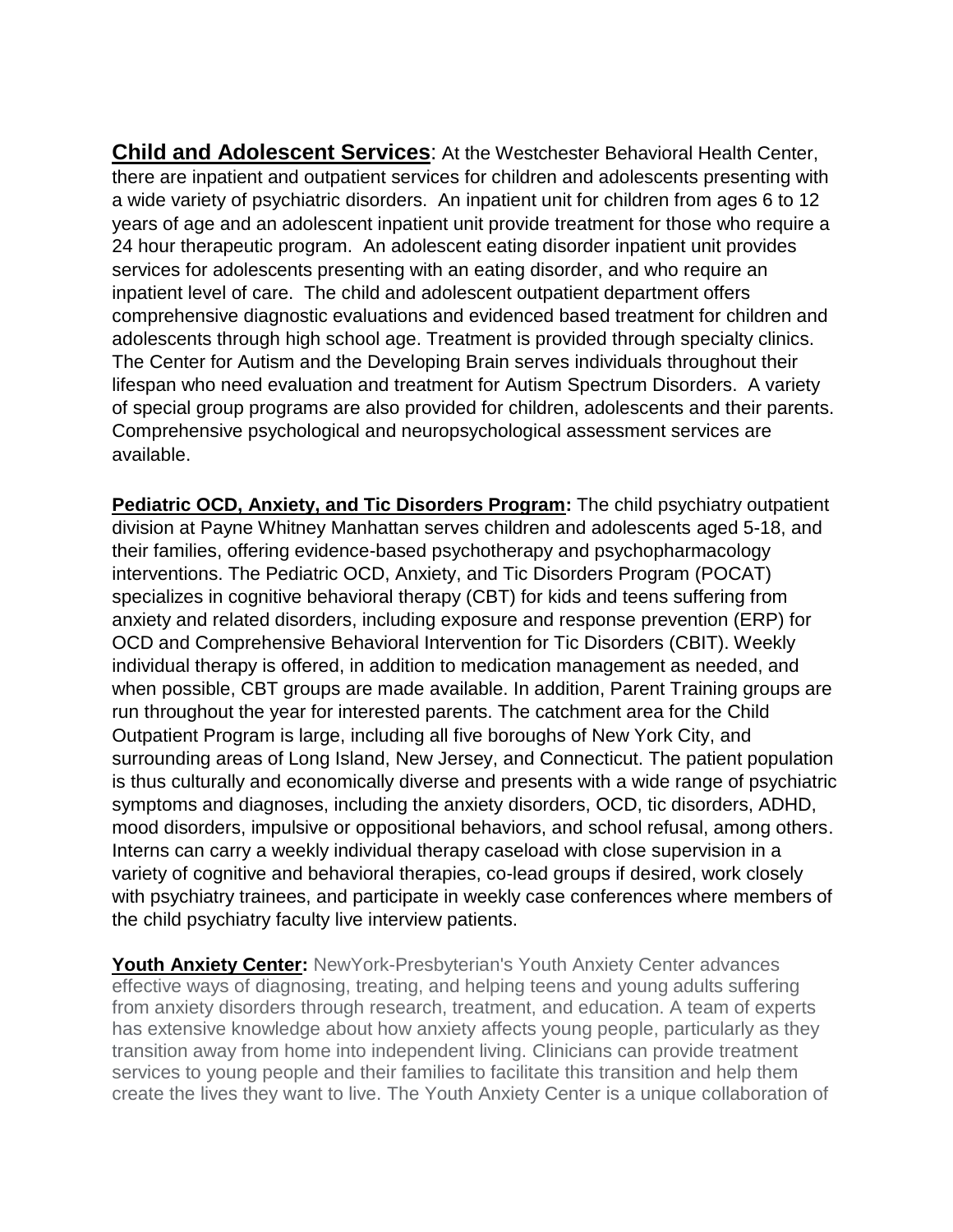**Child and Adolescent Services**: At the Westchester Behavioral Health Center, there are inpatient and outpatient services for children and adolescents presenting with a wide variety of psychiatric disorders. An inpatient unit for children from ages 6 to 12 years of age and an adolescent inpatient unit provide treatment for those who require a 24 hour therapeutic program. An adolescent eating disorder inpatient unit provides services for adolescents presenting with an eating disorder, and who require an inpatient level of care. The child and adolescent outpatient department offers comprehensive diagnostic evaluations and evidenced based treatment for children and adolescents through high school age. Treatment is provided through specialty clinics. The Center for Autism and the Developing Brain serves individuals throughout their lifespan who need evaluation and treatment for Autism Spectrum Disorders. A variety of special group programs are also provided for children, adolescents and their parents. Comprehensive psychological and neuropsychological assessment services are available.

**Pediatric OCD, Anxiety, and Tic Disorders Program:** The child psychiatry outpatient division at Payne Whitney Manhattan serves children and adolescents aged 5-18, and their families, offering evidence-based psychotherapy and psychopharmacology interventions. The Pediatric OCD, Anxiety, and Tic Disorders Program (POCAT) specializes in cognitive behavioral therapy (CBT) for kids and teens suffering from anxiety and related disorders, including exposure and response prevention (ERP) for OCD and Comprehensive Behavioral Intervention for Tic Disorders (CBIT). Weekly individual therapy is offered, in addition to medication management as needed, and when possible, CBT groups are made available. In addition, Parent Training groups are run throughout the year for interested parents. The catchment area for the Child Outpatient Program is large, including all five boroughs of New York City, and surrounding areas of Long Island, New Jersey, and Connecticut. The patient population is thus culturally and economically diverse and presents with a wide range of psychiatric symptoms and diagnoses, including the anxiety disorders, OCD, tic disorders, ADHD, mood disorders, impulsive or oppositional behaviors, and school refusal, among others. Interns can carry a weekly individual therapy caseload with close supervision in a variety of cognitive and behavioral therapies, co-lead groups if desired, work closely with psychiatry trainees, and participate in weekly case conferences where members of the child psychiatry faculty live interview patients.

**Youth Anxiety Center:** NewYork-Presbyterian's Youth Anxiety Center advances effective ways of diagnosing, treating, and helping teens and young adults suffering from anxiety disorders through research, treatment, and education. A team of experts has extensive knowledge about how anxiety affects young people, particularly as they transition away from home into independent living. Clinicians can provide treatment services to young people and their families to facilitate this transition and help them create the lives they want to live. The Youth Anxiety Center is a unique collaboration of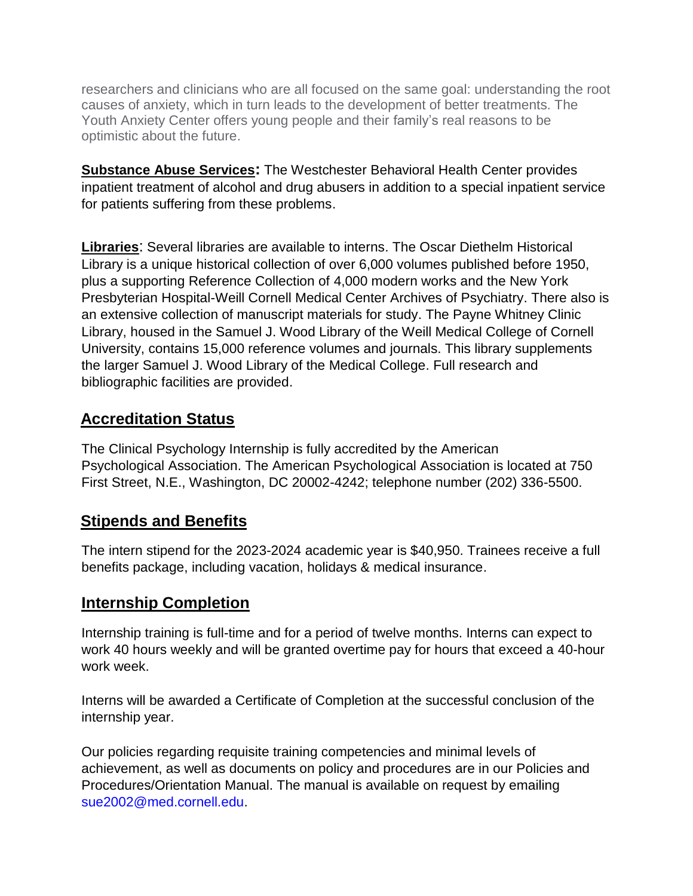researchers and clinicians who are all focused on the same goal: understanding the root causes of anxiety, which in turn leads to the development of better treatments. The Youth Anxiety Center offers young people and their family's real reasons to be optimistic about the future.

**Substance Abuse Services:** The Westchester Behavioral Health Center provides inpatient treatment of alcohol and drug abusers in addition to a special inpatient service for patients suffering from these problems.

**Libraries**: Several libraries are available to interns. The Oscar Diethelm Historical Library is a unique historical collection of over 6,000 volumes published before 1950, plus a supporting Reference Collection of 4,000 modern works and the New York Presbyterian Hospital-Weill Cornell Medical Center Archives of Psychiatry. There also is an extensive collection of manuscript materials for study. The Payne Whitney Clinic Library, housed in the Samuel J. Wood Library of the Weill Medical College of Cornell University, contains 15,000 reference volumes and journals. This library supplements the larger Samuel J. Wood Library of the Medical College. Full research and bibliographic facilities are provided.

## Accreditation Status

The Clinical Psychology Internship is fully accredited by the American Psychological Association. The American Psychological Association is located at 750 First Street, N.E., Washington, DC 20002-4242; telephone number (202) 336-5500.

## Stipends and Benefits

The intern stipend for the 2023-2024 academic year is $40,950. Trainees receive a full benefits package, including vacation, holidays & medical insurance.

## Internship Completion

Internship training is full-time and for a period of twelve months. Interns can expect to work 40 hours weekly and will be granted overtime pay for hours that exceed a 40-hour work week.

Interns will be awarded a Certificate of Completion at the successful conclusion of the internship year.

Our policies regarding requisite training competencies and minimal levels of achievement, as well as documents on policy and procedures are in our Policies and Procedures/Orientation Manual. The manual is available on request by emailing sue2002@med.cornell.edu.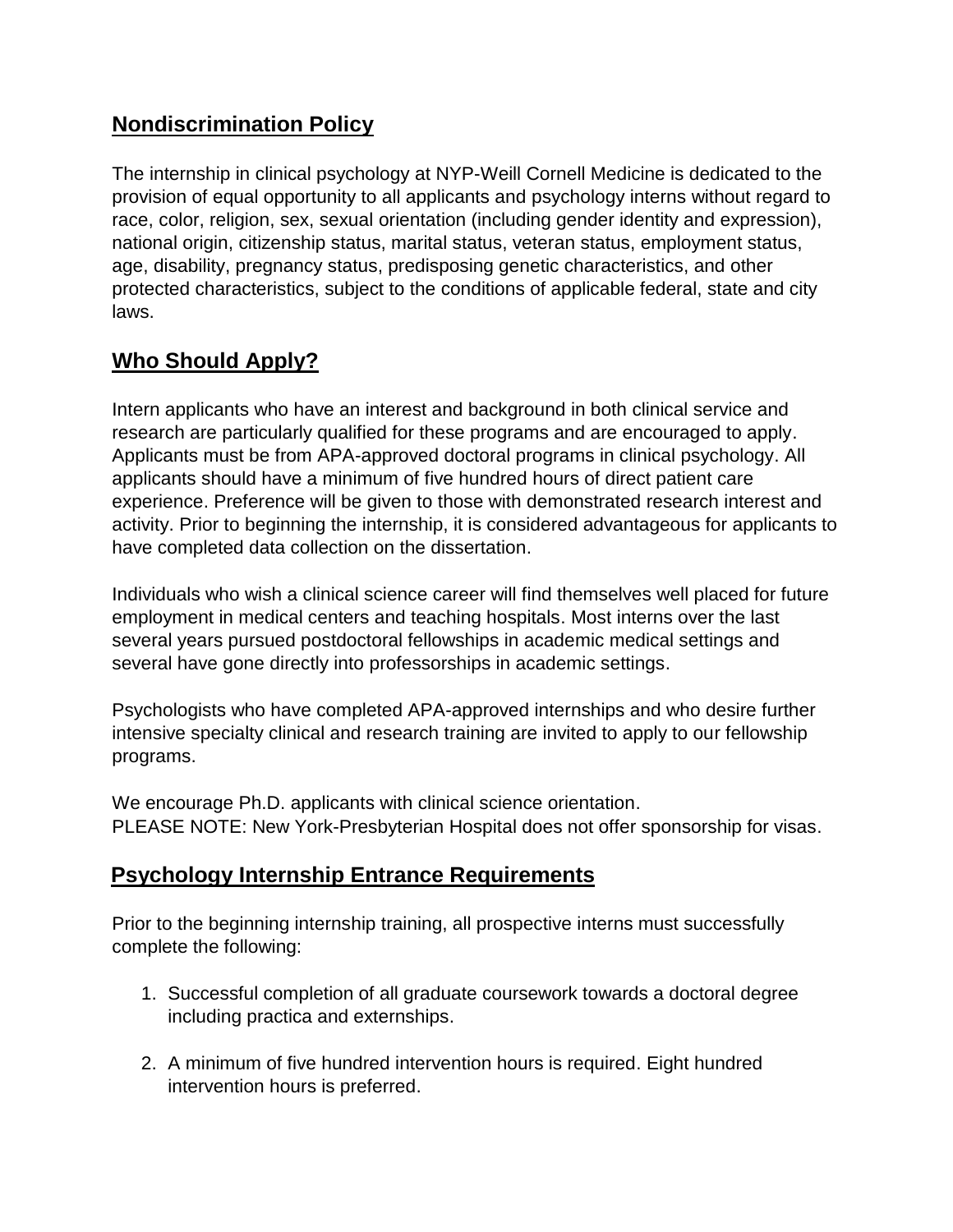## Nondiscrimination Policy

The internship in clinical psychology at NYP-Weill Cornell Medicine is dedicated to the provision of equal opportunity to all applicants and psychology interns without regard to race, color, religion, sex, sexual orientation (including gender identity and expression), national origin, citizenship status, marital status, veteran status, employment status, age, disability, pregnancy status, predisposing genetic characteristics, and other protected characteristics, subject to the conditions of applicable federal, state and city laws.

## Who Should Apply?

Intern applicants who have an interest and background in both clinical service and research are particularly qualified for these programs and are encouraged to apply. Applicants must be from APA-approved doctoral programs in clinical psychology. All applicants should have a minimum of five hundred hours of direct patient care experience. Preference will be given to those with demonstrated research interest and activity. Prior to beginning the internship, it is considered advantageous for applicants to have completed data collection on the dissertation.

Individuals who wish a clinical science career will find themselves well placed for future employment in medical centers and teaching hospitals. Most interns over the last several years pursued postdoctoral fellowships in academic medical settings and several have gone directly into professorships in academic settings.

Psychologists who have completed APA-approved internships and who desire further intensive specialty clinical and research training are invited to apply to our fellowship programs.

We encourage Ph.D. applicants with clinical science orientation.
PLEASE NOTE: New York-Presbyterian Hospital does not offer sponsorship for visas.

## Psychology Internship Entrance Requirements

Prior to the beginning internship training, all prospective interns must successfully complete the following:

1. Successful completion of all graduate coursework towards a doctoral degree including practica and externships.

2. A minimum of five hundred intervention hours is required. Eight hundred intervention hours is preferred.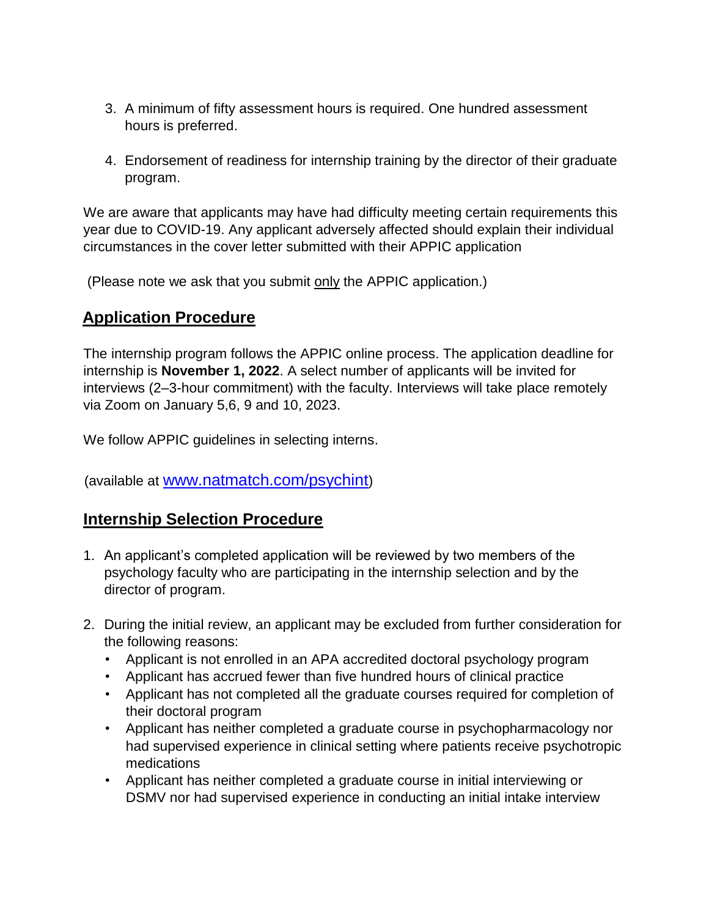3. A minimum of fifty assessment hours is required. One hundred assessment hours is preferred.

4. Endorsement of readiness for internship training by the director of their graduate program.

We are aware that applicants may have had difficulty meeting certain requirements this year due to COVID-19. Any applicant adversely affected should explain their individual circumstances in the cover letter submitted with their APPIC application

(Please note we ask that you submit <u>only</u> the APPIC application.)

## Application Procedure

The internship program follows the APPIC online process. The application deadline for internship is **November 1, 2022**. A select number of applicants will be invited for interviews (2–3-hour commitment) with the faculty. Interviews will take place remotely via Zoom on January 5,6, 9 and 10, 2023.

We follow APPIC guidelines in selecting interns.

(available at [www.natmatch.com/psychint](http://www.natmatch.com/psychint))

## Internship Selection Procedure

1. An applicant's completed application will be reviewed by two members of the psychology faculty who are participating in the internship selection and by the director of program.

2. During the initial review, an applicant may be excluded from further consideration for the following reasons:
   - Applicant is not enrolled in an APA accredited doctoral psychology program
   - Applicant has accrued fewer than five hundred hours of clinical practice
   - Applicant has not completed all the graduate courses required for completion of their doctoral program
   - Applicant has neither completed a graduate course in psychopharmacology nor had supervised experience in clinical setting where patients receive psychotropic medications
   - Applicant has neither completed a graduate course in initial interviewing or DSMV nor had supervised experience in conducting an initial intake interview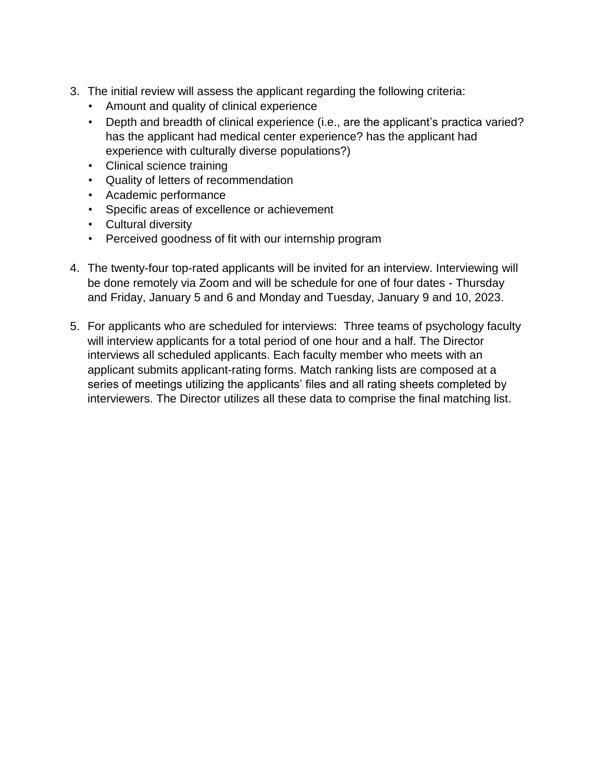3. The initial review will assess the applicant regarding the following criteria:
   - Amount and quality of clinical experience
   - Depth and breadth of clinical experience (i.e., are the applicant's practica varied? has the applicant had medical center experience? has the applicant had experience with culturally diverse populations?)
   - Clinical science training
   - Quality of letters of recommendation
   - Academic performance
   - Specific areas of excellence or achievement
   - Cultural diversity
   - Perceived goodness of fit with our internship program

4. The twenty-four top-rated applicants will be invited for an interview. Interviewing will be done remotely via Zoom and will be schedule for one of four dates - Thursday and Friday, January 5 and 6 and Monday and Tuesday, January 9 and 10, 2023.

5. For applicants who are scheduled for interviews:  Three teams of psychology faculty will interview applicants for a total period of one hour and a half. The Director interviews all scheduled applicants. Each faculty member who meets with an applicant submits applicant-rating forms. Match ranking lists are composed at a series of meetings utilizing the applicants' files and all rating sheets completed by interviewers. The Director utilizes all these data to comprise the final matching list.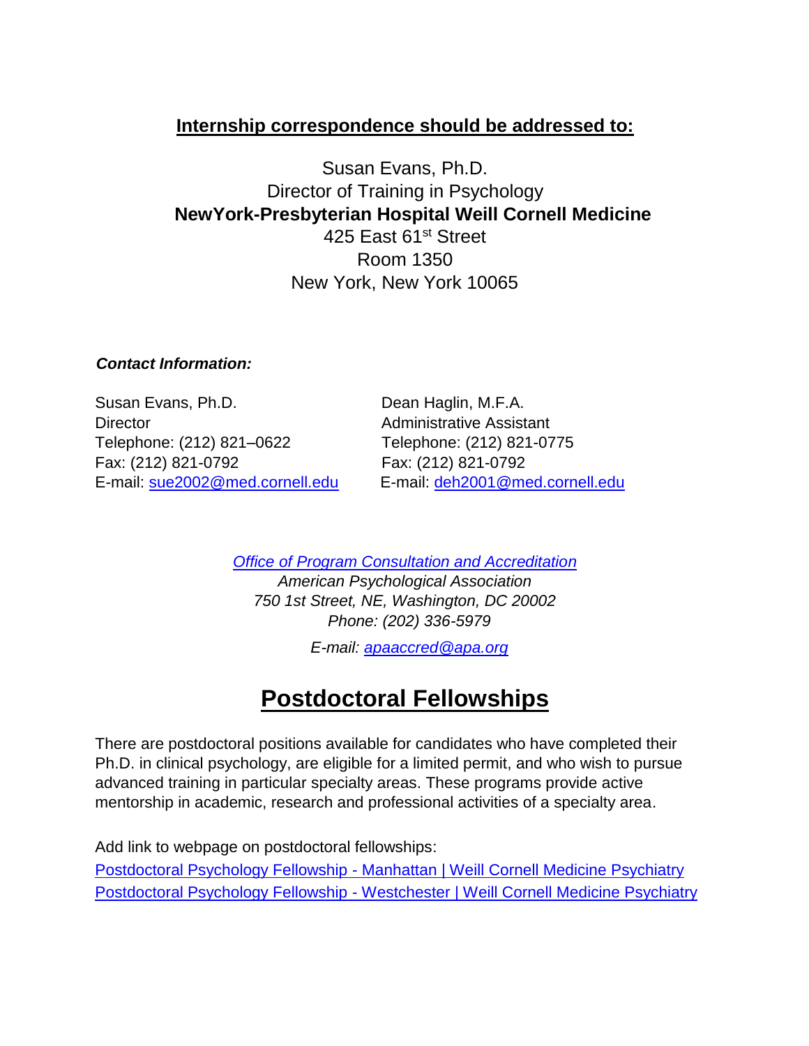**Internship correspondence should be addressed to:**

Susan Evans, Ph.D.
Director of Training in Psychology
**NewYork-Presbyterian Hospital Weill Cornell Medicine**
425 East 61st Street
Room 1350
New York, New York 10065

***Contact Information:***

Susan Evans, Ph.D.
Director
Telephone: (212) 821–0622
Fax: (212) 821-0792
E-mail: sue2002@med.cornell.edu

Dean Haglin, M.F.A.
Administrative Assistant
Telephone: (212) 821-0775
Fax: (212) 821-0792
E-mail: deh2001@med.cornell.edu

*Office of Program Consultation and Accreditation*
*American Psychological Association*
*750 1st Street, NE, Washington, DC 20002*
*Phone: (202) 336-5979*
*E-mail: apaaccred@apa.org*

# Postdoctoral Fellowships

There are postdoctoral positions available for candidates who have completed their Ph.D. in clinical psychology, are eligible for a limited permit, and who wish to pursue advanced training in particular specialty areas. These programs provide active mentorship in academic, research and professional activities of a specialty area.

Add link to webpage on postdoctoral fellowships:
Postdoctoral Psychology Fellowship - Manhattan | Weill Cornell Medicine Psychiatry
Postdoctoral Psychology Fellowship - Westchester | Weill Cornell Medicine Psychiatry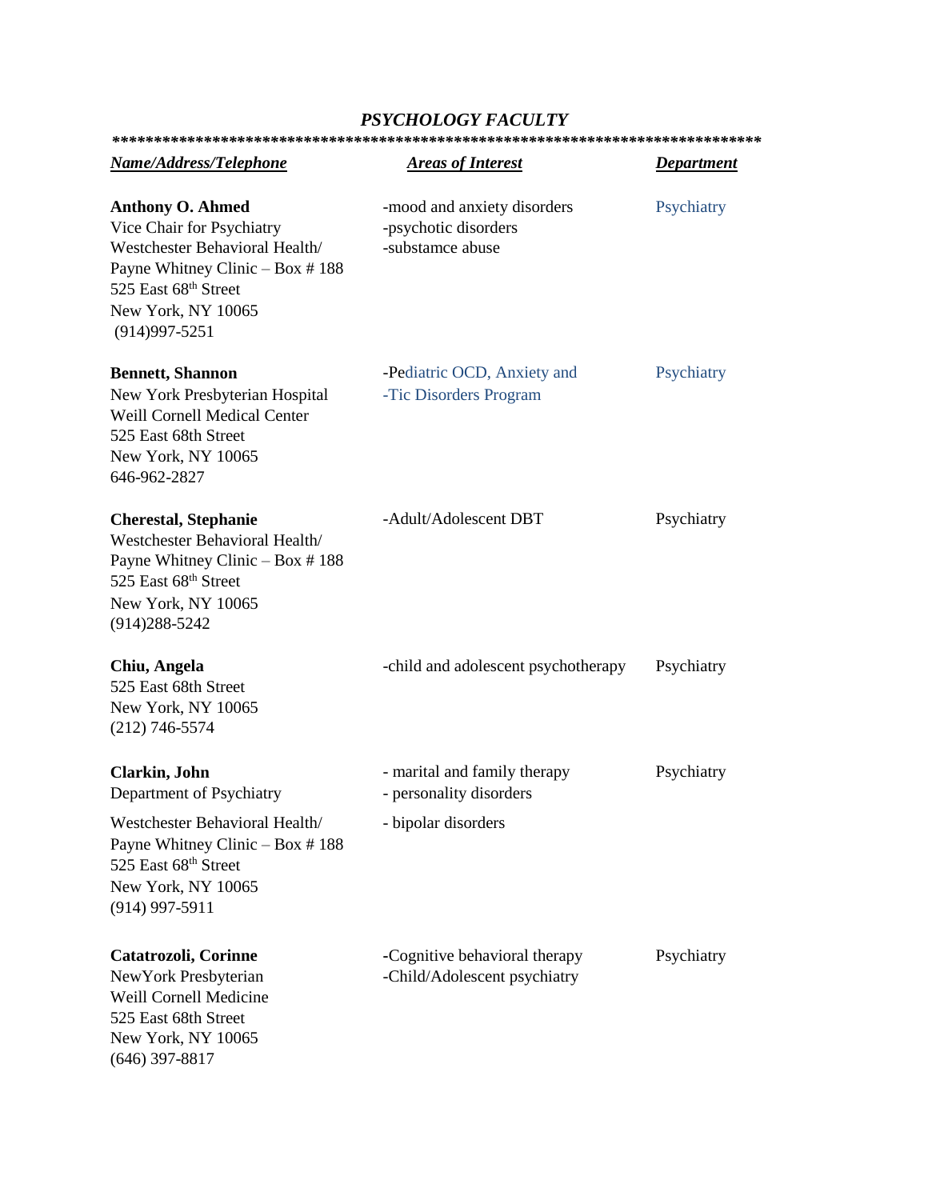## *PSYCHOLOGY FACULTY*

*******************************************************************************

| ***Name/Address/Telephone*** | ***Areas of Interest*** | ***Department*** |
|---|---|---|
| **Anthony O. Ahmed**<br>Vice Chair for Psychiatry<br>Westchester Behavioral Health/<br>Payne Whitney Clinic – Box # 188<br>525 East 68th Street<br>New York, NY 10065<br>(914)997-5251 | -mood and anxiety disorders<br>-psychotic disorders<br>-substamce abuse | Psychiatry |
| **Bennett, Shannon**<br>New York Presbyterian Hospital<br>Weill Cornell Medical Center<br>525 East 68th Street<br>New York, NY 10065<br>646-962-2827 | -Pediatric OCD, Anxiety and<br>-Tic Disorders Program | Psychiatry |
| **Cherestal, Stephanie**<br>Westchester Behavioral Health/<br>Payne Whitney Clinic – Box # 188<br>525 East 68th Street<br>New York, NY 10065<br>(914)288-5242 | -Adult/Adolescent DBT | Psychiatry |
| **Chiu, Angela**<br>525 East 68th Street<br>New York, NY 10065<br>(212) 746-5574 | -child and adolescent psychotherapy | Psychiatry |
| **Clarkin, John**<br>Department of Psychiatry<br>Westchester Behavioral Health/<br>Payne Whitney Clinic – Box # 188<br>525 East 68th Street<br>New York, NY 10065<br>(914) 997-5911 | - marital and family therapy<br>- personality disorders<br>- bipolar disorders | Psychiatry |
| **Catatrozoli, Corinne**<br>NewYork Presbyterian<br>Weill Cornell Medicine<br>525 East 68th Street<br>New York, NY 10065<br>(646) 397-8817 | -Cognitive behavioral therapy<br>-Child/Adolescent psychiatry | Psychiatry |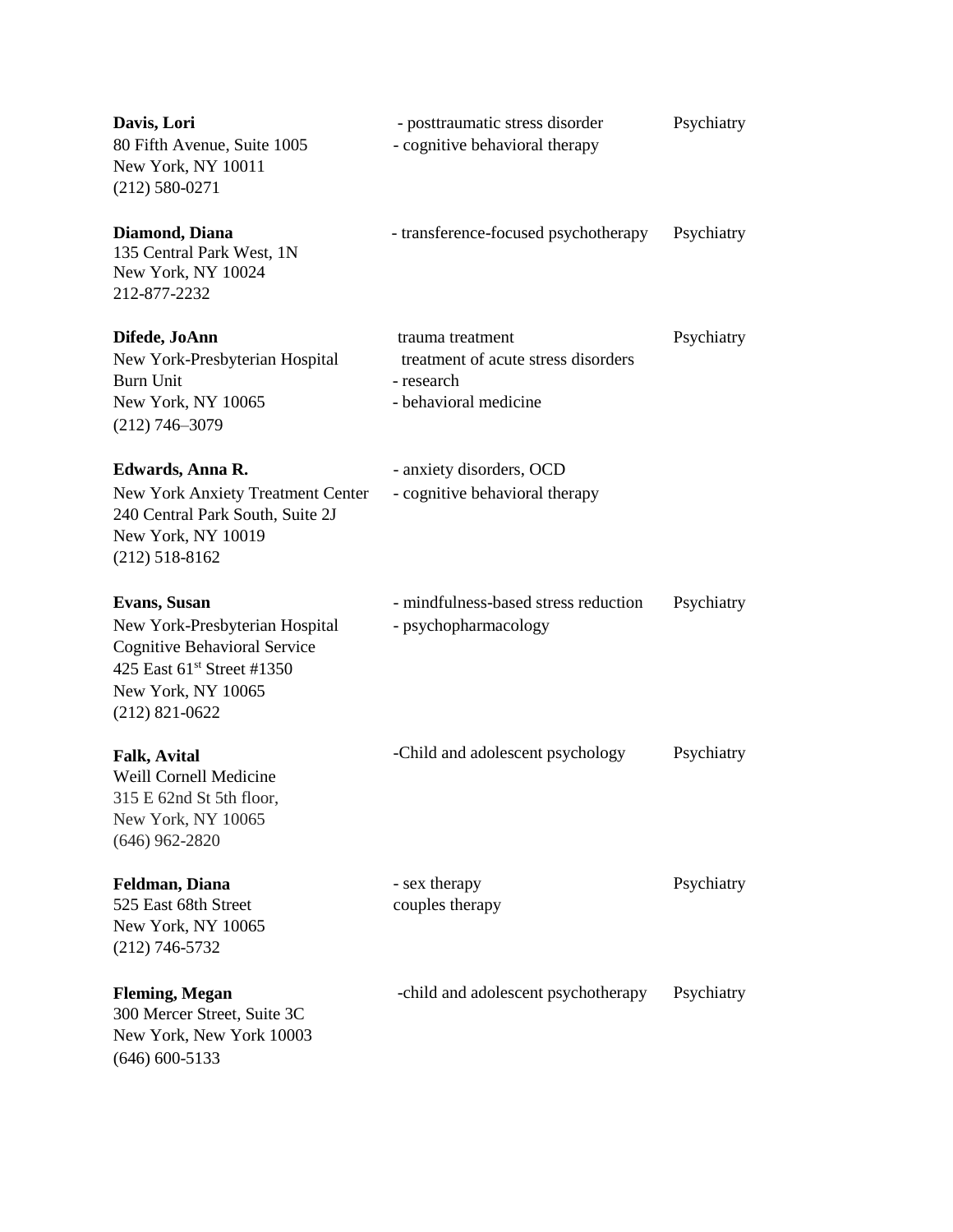| Name / Address | Specialties | Department |
|---|---|---|
| **Davis, Lori**<br>80 Fifth Avenue, Suite 1005<br>New York, NY 10011<br>(212) 580-0271 | - posttraumatic stress disorder<br>- cognitive behavioral therapy | Psychiatry |
| **Diamond, Diana**<br>135 Central Park West, 1N<br>New York, NY 10024<br>212-877-2232 | - transference-focused psychotherapy | Psychiatry |
| **Difede, JoAnn**<br>New York-Presbyterian Hospital<br>Burn Unit<br>New York, NY 10065<br>(212) 746–3079 | trauma treatment<br>treatment of acute stress disorders<br>- research<br>- behavioral medicine | Psychiatry |
| **Edwards, Anna R.**<br>New York Anxiety Treatment Center<br>240 Central Park South, Suite 2J<br>New York, NY 10019<br>(212) 518-8162 | - anxiety disorders, OCD<br>- cognitive behavioral therapy | |
| **Evans, Susan**<br>New York-Presbyterian Hospital<br>Cognitive Behavioral Service<br>425 East 61st Street #1350<br>New York, NY 10065<br>(212) 821-0622 | - mindfulness-based stress reduction<br>- psychopharmacology | Psychiatry |
| **Falk, Avital**<br>Weill Cornell Medicine<br>315 E 62nd St 5th floor,<br>New York, NY 10065<br>(646) 962-2820 | -Child and adolescent psychology | Psychiatry |
| **Feldman, Diana**<br>525 East 68th Street<br>New York, NY 10065<br>(212) 746-5732 | - sex therapy<br>couples therapy | Psychiatry |
| **Fleming, Megan**<br>300 Mercer Street, Suite 3C<br>New York, New York 10003<br>(646) 600-5133 | -child and adolescent psychotherapy | Psychiatry |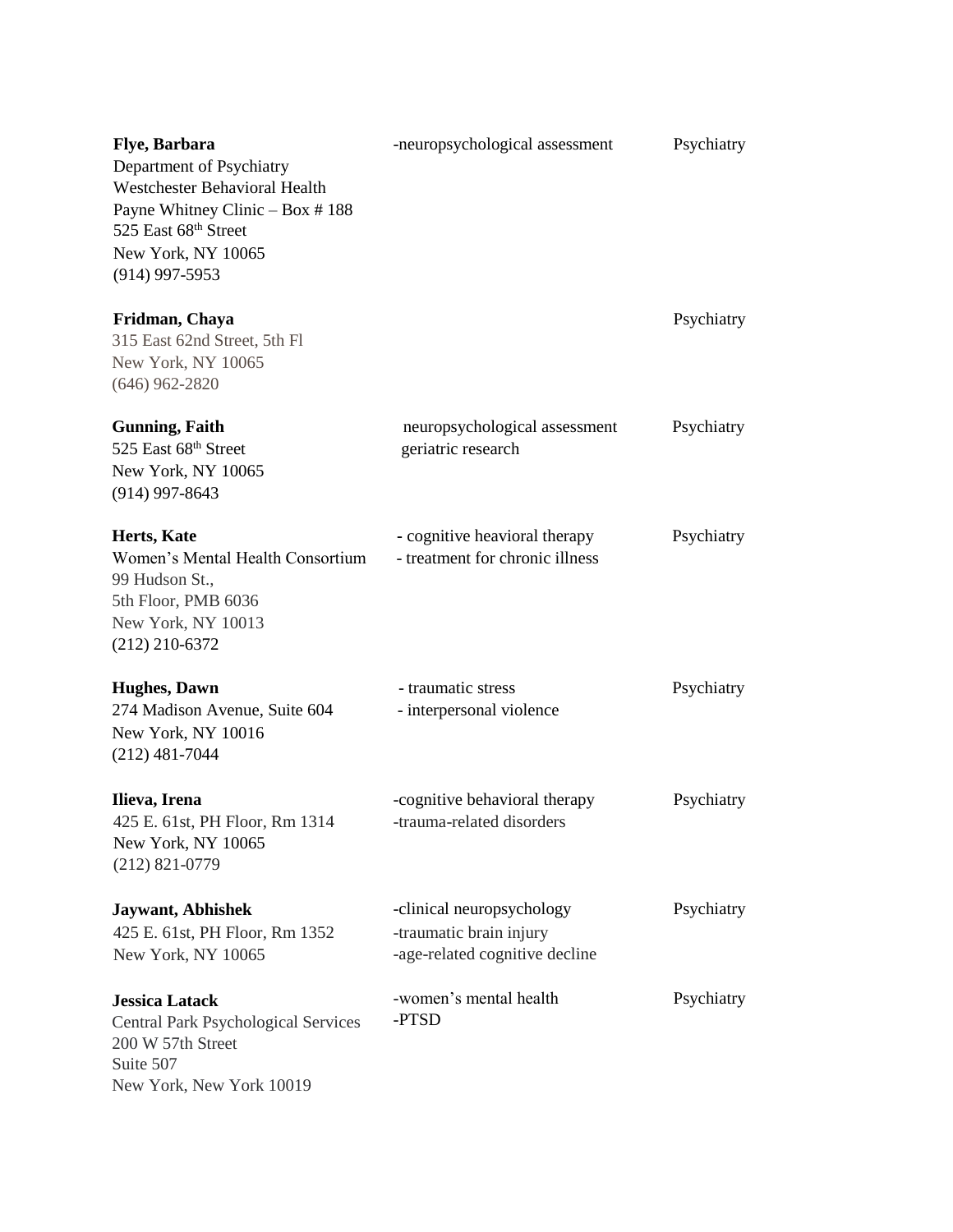| Name / Address | Specialty | Department |
| --- | --- | --- |
| **Flye, Barbara**<br>Department of Psychiatry<br>Westchester Behavioral Health<br>Payne Whitney Clinic – Box # 188<br>525 East 68th Street<br>New York, NY 10065<br>(914) 997-5953 | -neuropsychological assessment | Psychiatry |
| **Fridman, Chaya**<br>315 East 62nd Street, 5th Fl<br>New York, NY 10065<br>(646) 962-2820 | | Psychiatry |
| **Gunning, Faith**<br>525 East 68th Street<br>New York, NY 10065<br>(914) 997-8643 | neuropsychological assessment<br>geriatric research | Psychiatry |
| **Herts, Kate**<br>Women's Mental Health Consortium<br>99 Hudson St.,<br>5th Floor, PMB 6036<br>New York, NY 10013<br>(212) 210-6372 | - cognitive heavioral therapy<br>- treatment for chronic illness | Psychiatry |
| **Hughes, Dawn**<br>274 Madison Avenue, Suite 604<br>New York, NY 10016<br>(212) 481-7044 | - traumatic stress<br>- interpersonal violence | Psychiatry |
| **Ilieva, Irena**<br>425 E. 61st, PH Floor, Rm 1314<br>New York, NY 10065<br>(212) 821-0779 | -cognitive behavioral therapy<br>-trauma-related disorders | Psychiatry |
| **Jaywant, Abhishek**<br>425 E. 61st, PH Floor, Rm 1352<br>New York, NY 10065 | -clinical neuropsychology<br>-traumatic brain injury<br>-age-related cognitive decline | Psychiatry |
| **Jessica Latack**<br>Central Park Psychological Services<br>200 W 57th Street<br>Suite 507<br>New York, New York 10019 | -women's mental health<br>-PTSD | Psychiatry |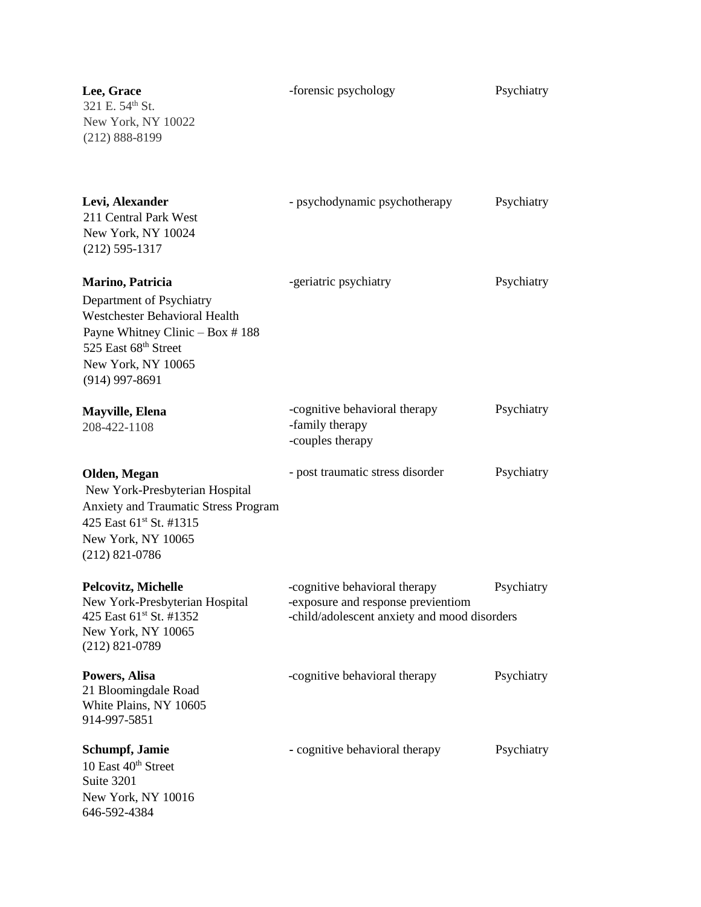**Lee, Grace**
321 E. 54th St.
New York, NY 10022
(212) 888-8199

-forensic psychology

Psychiatry

**Levi, Alexander**
211 Central Park West
New York, NY 10024
(212) 595-1317

- psychodynamic psychotherapy

Psychiatry

**Marino, Patricia**
Department of Psychiatry
Westchester Behavioral Health
Payne Whitney Clinic – Box # 188
525 East 68th Street
New York, NY 10065
(914) 997-8691

-geriatric psychiatry

Psychiatry

**Mayville, Elena**
208-422-1108

-cognitive behavioral therapy
-family therapy
-couples therapy

Psychiatry

**Olden, Megan**
New York-Presbyterian Hospital
Anxiety and Traumatic Stress Program
425 East 61st St. #1315
New York, NY 10065
(212) 821-0786

- post traumatic stress disorder

Psychiatry

**Pelcovitz, Michelle**
New York-Presbyterian Hospital
425 East 61st St. #1352
New York, NY 10065
(212) 821-0789

-cognitive behavioral therapy
-exposure and response previentiom
-child/adolescent anxiety and mood disorders

Psychiatry

**Powers, Alisa**
21 Bloomingdale Road
White Plains, NY 10605
914-997-5851

-cognitive behavioral therapy

Psychiatry

**Schumpf, Jamie**
10 East 40th Street
Suite 3201
New York, NY 10016
646-592-4384

- cognitive behavioral therapy

Psychiatry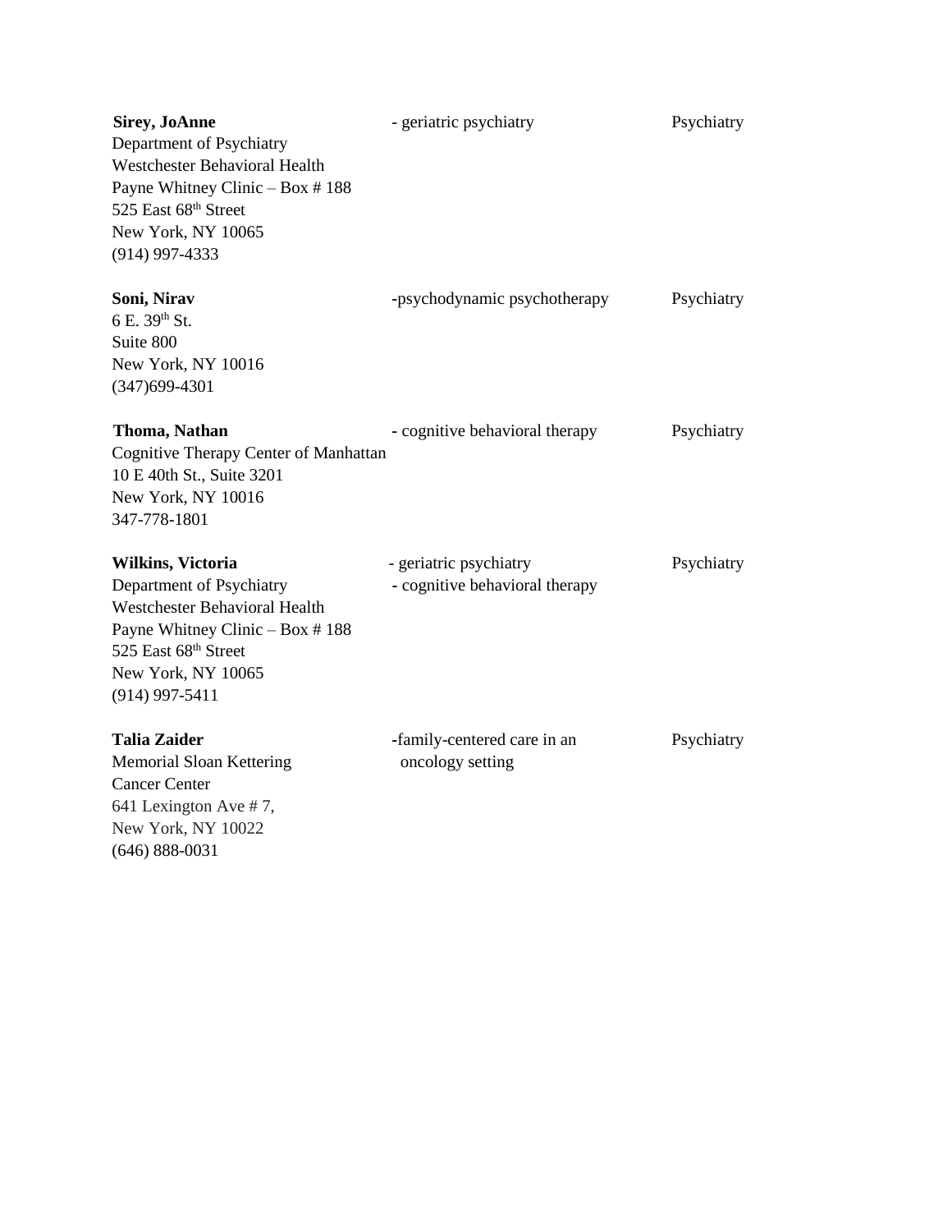**Sirey, JoAnne**
Department of Psychiatry
Westchester Behavioral Health
Payne Whitney Clinic – Box # 188
525 East 68th Street
New York, NY 10065
(914) 997-4333

- geriatric psychiatry

Psychiatry

**Soni, Nirav**
6 E. 39th St.
Suite 800
New York, NY 10016
(347)699-4301

-psychodynamic psychotherapy

Psychiatry

**Thoma, Nathan**
Cognitive Therapy Center of Manhattan
10 E 40th St., Suite 3201
New York, NY 10016
347-778-1801

- cognitive behavioral therapy

Psychiatry

**Wilkins, Victoria**
Department of Psychiatry
Westchester Behavioral Health
Payne Whitney Clinic – Box # 188
525 East 68th Street
New York, NY 10065
(914) 997-5411

- geriatric psychiatry
- cognitive behavioral therapy

Psychiatry

**Talia Zaider**
Memorial Sloan Kettering
Cancer Center
641 Lexington Ave # 7,
New York, NY 10022
(646) 888-0031

-family-centered care in an oncology setting

Psychiatry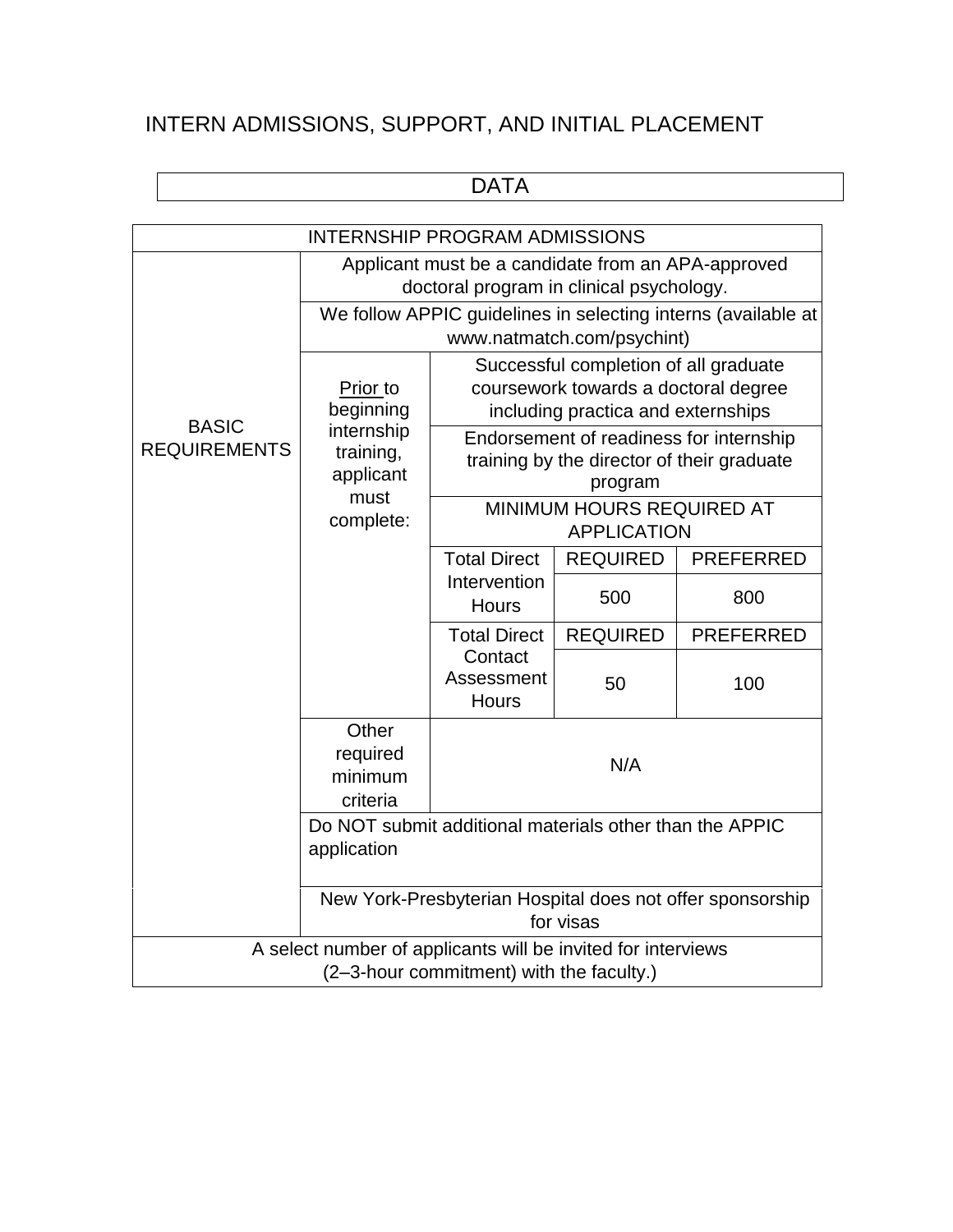# INTERN ADMISSIONS, SUPPORT, AND INITIAL PLACEMENT

## DATA

| INTERNSHIP PROGRAM ADMISSIONS | | | | |
|---|---|---|---|---|
| BASIC REQUIREMENTS | Applicant must be a candidate from an APA-approved doctoral program in clinical psychology. | | | |
| | We follow APPIC guidelines in selecting interns (available at www.natmatch.com/psychint) | | | |
| | Prior to beginning internship training, applicant must complete: | Successful completion of all graduate coursework towards a doctoral degree including practica and externships | | |
| | | Endorsement of readiness for internship training by the director of their graduate program | | |
| | | MINIMUM HOURS REQUIRED AT APPLICATION | | |
| | | Total Direct Intervention Hours | REQUIRED | PREFERRED |
| | | | 500 | 800 |
| | | Total Direct Contact Assessment Hours | REQUIRED | PREFERRED |
| | | | 50 | 100 |
| | Other required minimum criteria | N/A | | |
| | Do NOT submit additional materials other than the APPIC application | | | |
| | New York-Presbyterian Hospital does not offer sponsorship for visas | | | |
| A select number of applicants will be invited for interviews (2–3-hour commitment) with the faculty.) | | | | |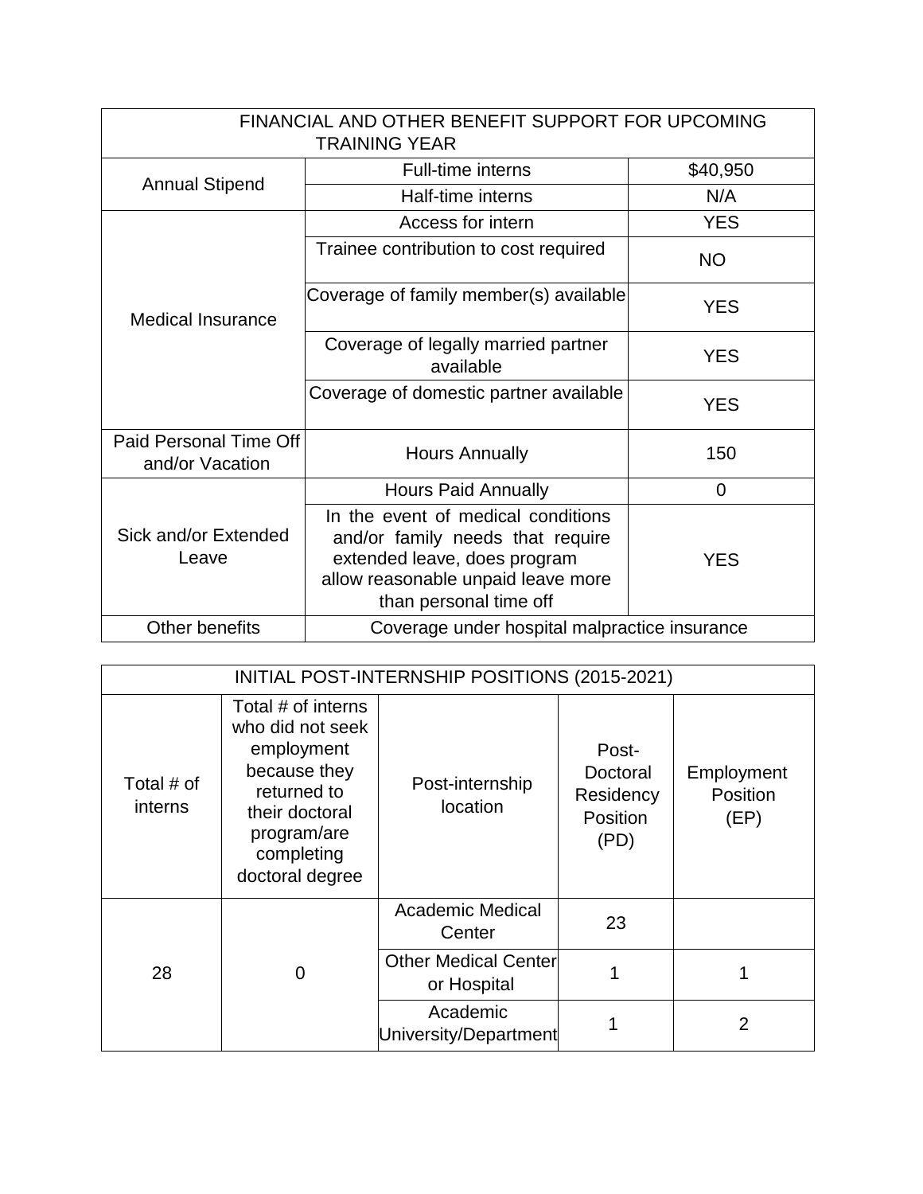| FINANCIAL AND OTHER BENEFIT SUPPORT FOR UPCOMING TRAINING YEAR | | |
|---|---|---|
| Annual Stipend | Full-time interns | $40,950 |
| | Half-time interns | N/A |
| Medical Insurance | Access for intern | YES |
| | Trainee contribution to cost required | NO |
| | Coverage of family member(s) available | YES |
| | Coverage of legally married partner available | YES |
| | Coverage of domestic partner available | YES |
| Paid Personal Time Off and/or Vacation | Hours Annually | 150 |
| Sick and/or Extended Leave | Hours Paid Annually | 0 |
| | In the event of medical conditions and/or family needs that require extended leave, does program allow reasonable unpaid leave more than personal time off | YES |
| Other benefits | Coverage under hospital malpractice insurance | |

| INITIAL POST-INTERNSHIP POSITIONS (2015-2021) | | | | |
|---|---|---|---|---|
| Total # of interns | Total # of interns who did not seek employment because they returned to their doctoral program/are completing doctoral degree | Post-internship location | Post-Doctoral Residency Position (PD) | Employment Position (EP) |
| 28 | 0 | Academic Medical Center | 23 | |
| | | Other Medical Center or Hospital | 1 | 1 |
| | | Academic University/Department | 1 | 2 |